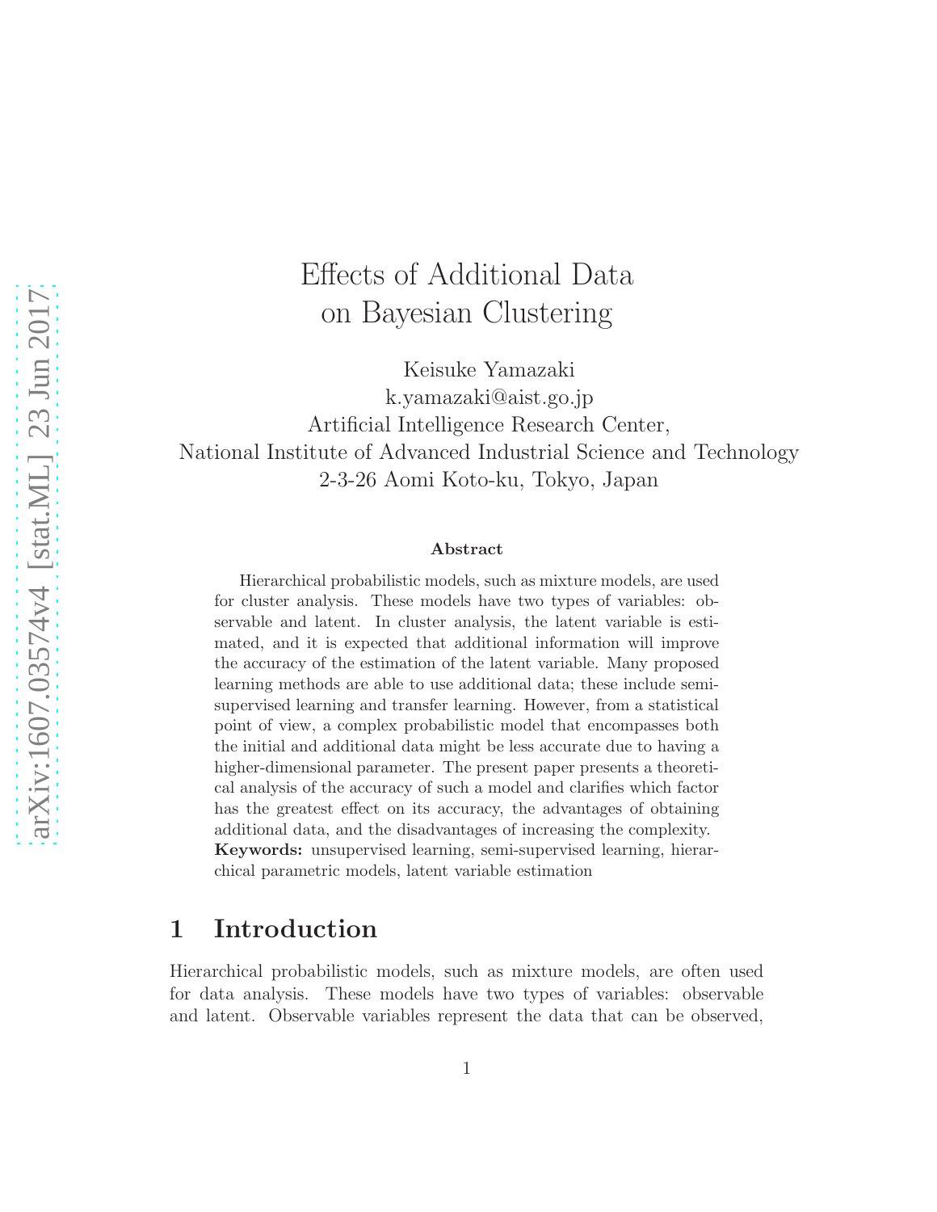# Effects of Additional Data on Bayesian Clustering

Keisuke Yamazaki
k.yamazaki@aist.go.jp
Artificial Intelligence Research Center,
National Institute of Advanced Industrial Science and Technology
2-3-26 Aomi Koto-ku, Tokyo, Japan

### Abstract

Hierarchical probabilistic models, such as mixture models, are used for cluster analysis. These models have two types of variables: observable and latent. In cluster analysis, the latent variable is estimated, and it is expected that additional information will improve the accuracy of the estimation of the latent variable. Many proposed learning methods are able to use additional data; these include semi-supervised learning and transfer learning. However, from a statistical point of view, a complex probabilistic model that encompasses both the initial and additional data might be less accurate due to having a higher-dimensional parameter. The present paper presents a theoretical analysis of the accuracy of such a model and clarifies which factor has the greatest effect on its accuracy, the advantages of obtaining additional data, and the disadvantages of increasing the complexity.

**Keywords:** unsupervised learning, semi-supervised learning, hierarchical parametric models, latent variable estimation

## 1 Introduction

Hierarchical probabilistic models, such as mixture models, are often used for data analysis. These models have two types of variables: observable and latent. Observable variables represent the data that can be observed,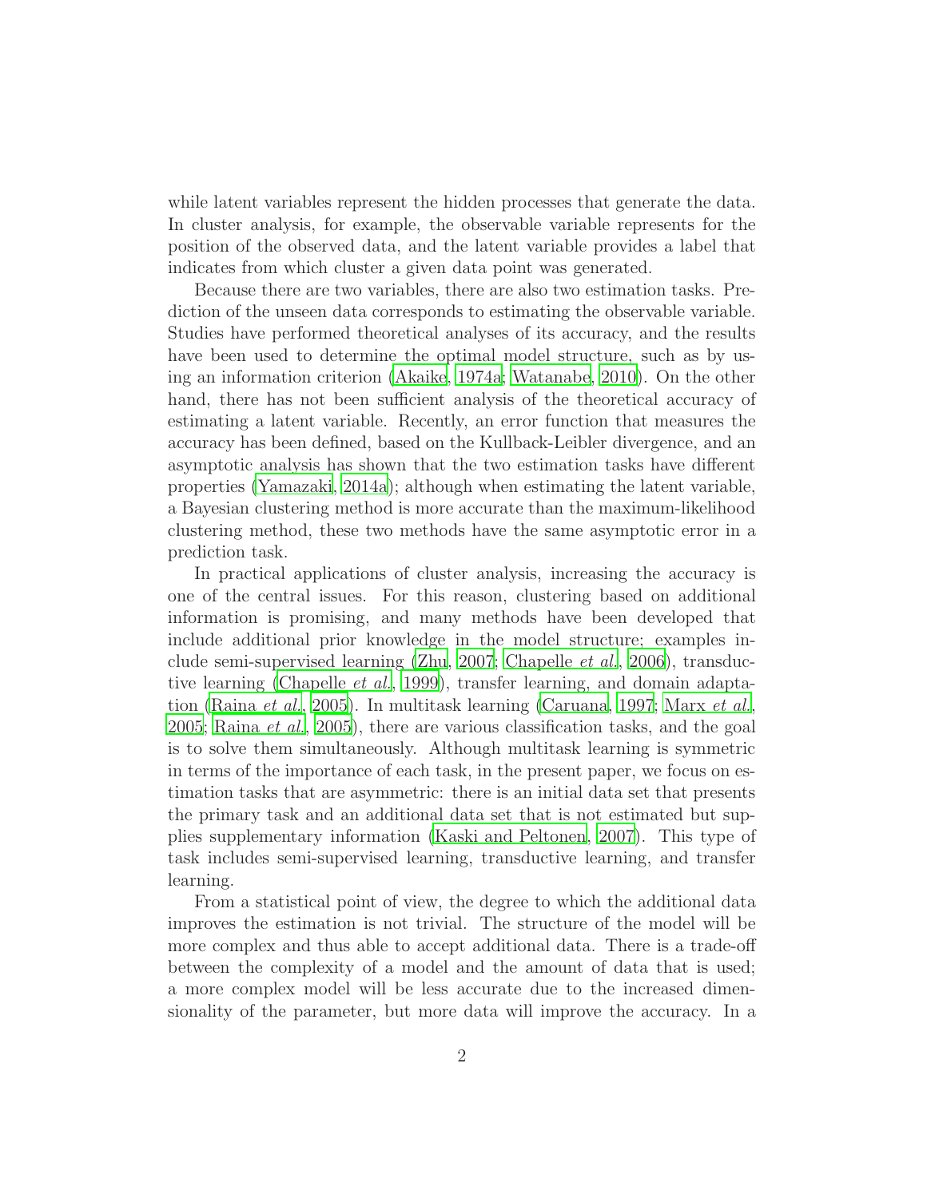while latent variables represent the hidden processes that generate the data. In cluster analysis, for example, the observable variable represents for the position of the observed data, and the latent variable provides a label that indicates from which cluster a given data point was generated.

Because there are two variables, there are also two estimation tasks. Prediction of the unseen data corresponds to estimating the observable variable. Studies have performed theoretical analyses of its accuracy, and the results have been used to determine the optimal model structure, such as by using an information criterion (Akaike, 1974a; Watanabe, 2010). On the other hand, there has not been sufficient analysis of the theoretical accuracy of estimating a latent variable. Recently, an error function that measures the accuracy has been defined, based on the Kullback-Leibler divergence, and an asymptotic analysis has shown that the two estimation tasks have different properties (Yamazaki, 2014a); although when estimating the latent variable, a Bayesian clustering method is more accurate than the maximum-likelihood clustering method, these two methods have the same asymptotic error in a prediction task.

In practical applications of cluster analysis, increasing the accuracy is one of the central issues. For this reason, clustering based on additional information is promising, and many methods have been developed that include additional prior knowledge in the model structure; examples include semi-supervised learning (Zhu, 2007; Chapelle *et al.*, 2006), transductive learning (Chapelle *et al.*, 1999), transfer learning, and domain adaptation (Raina *et al.*, 2005). In multitask learning (Caruana, 1997; Marx *et al.*, 2005; Raina *et al.*, 2005), there are various classification tasks, and the goal is to solve them simultaneously. Although multitask learning is symmetric in terms of the importance of each task, in the present paper, we focus on estimation tasks that are asymmetric: there is an initial data set that presents the primary task and an additional data set that is not estimated but supplies supplementary information (Kaski and Peltonen, 2007). This type of task includes semi-supervised learning, transductive learning, and transfer learning.

From a statistical point of view, the degree to which the additional data improves the estimation is not trivial. The structure of the model will be more complex and thus able to accept additional data. There is a trade-off between the complexity of a model and the amount of data that is used; a more complex model will be less accurate due to the increased dimensionality of the parameter, but more data will improve the accuracy. In a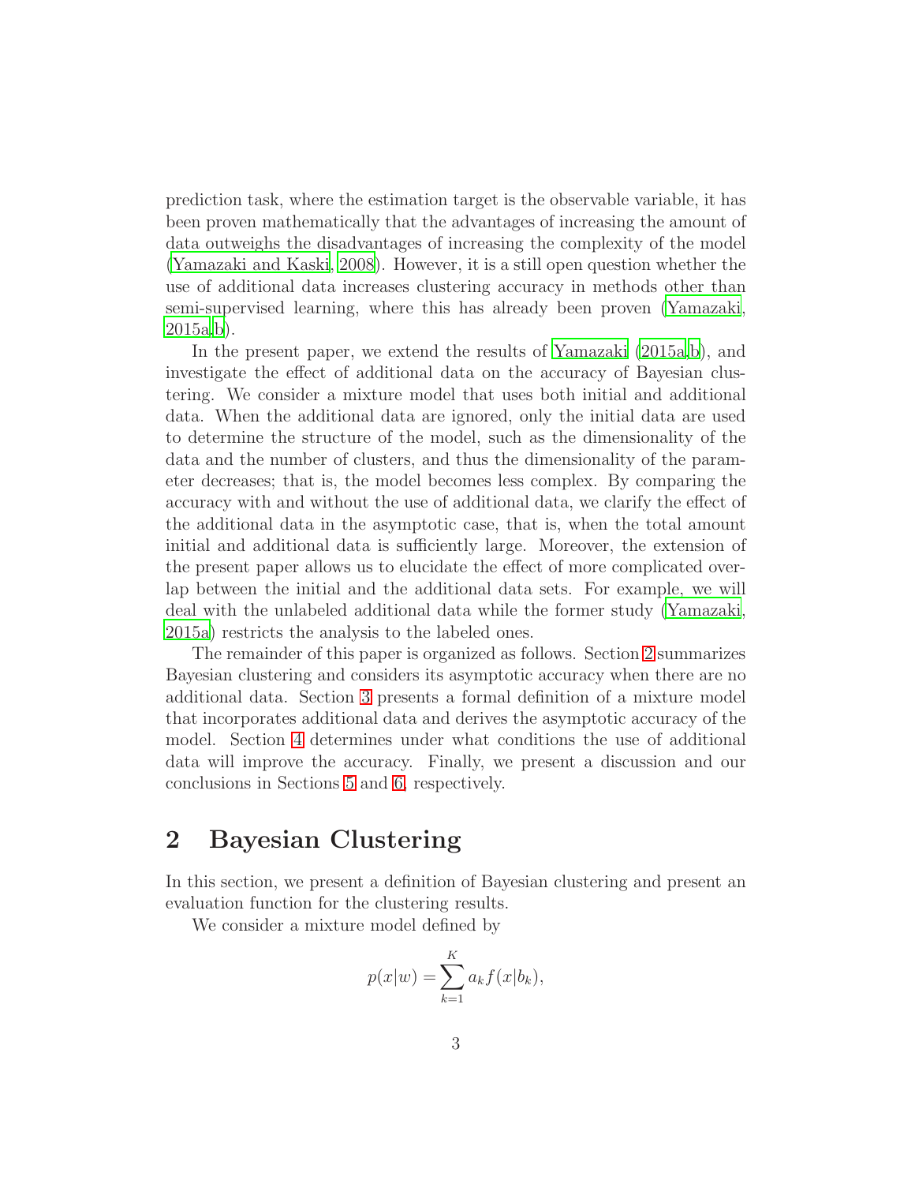prediction task, where the estimation target is the observable variable, it has been proven mathematically that the advantages of increasing the amount of data outweighs the disadvantages of increasing the complexity of the model (Yamazaki and Kaski, 2008). However, it is a still open question whether the use of additional data increases clustering accuracy in methods other than semi-supervised learning, where this has already been proven (Yamazaki, 2015a,b).

In the present paper, we extend the results of Yamazaki (2015a,b), and investigate the effect of additional data on the accuracy of Bayesian clustering. We consider a mixture model that uses both initial and additional data. When the additional data are ignored, only the initial data are used to determine the structure of the model, such as the dimensionality of the data and the number of clusters, and thus the dimensionality of the parameter decreases; that is, the model becomes less complex. By comparing the accuracy with and without the use of additional data, we clarify the effect of the additional data in the asymptotic case, that is, when the total amount initial and additional data is sufficiently large. Moreover, the extension of the present paper allows us to elucidate the effect of more complicated overlap between the initial and the additional data sets. For example, we will deal with the unlabeled additional data while the former study (Yamazaki, 2015a) restricts the analysis to the labeled ones.

The remainder of this paper is organized as follows. Section 2 summarizes Bayesian clustering and considers its asymptotic accuracy when there are no additional data. Section 3 presents a formal definition of a mixture model that incorporates additional data and derives the asymptotic accuracy of the model. Section 4 determines under what conditions the use of additional data will improve the accuracy. Finally, we present a discussion and our conclusions in Sections 5 and 6, respectively.

## 2 Bayesian Clustering

In this section, we present a definition of Bayesian clustering and present an evaluation function for the clustering results.

We consider a mixture model defined by

$$p(x|w) = \sum_{k=1}^{K} a_k f(x|b_k),$$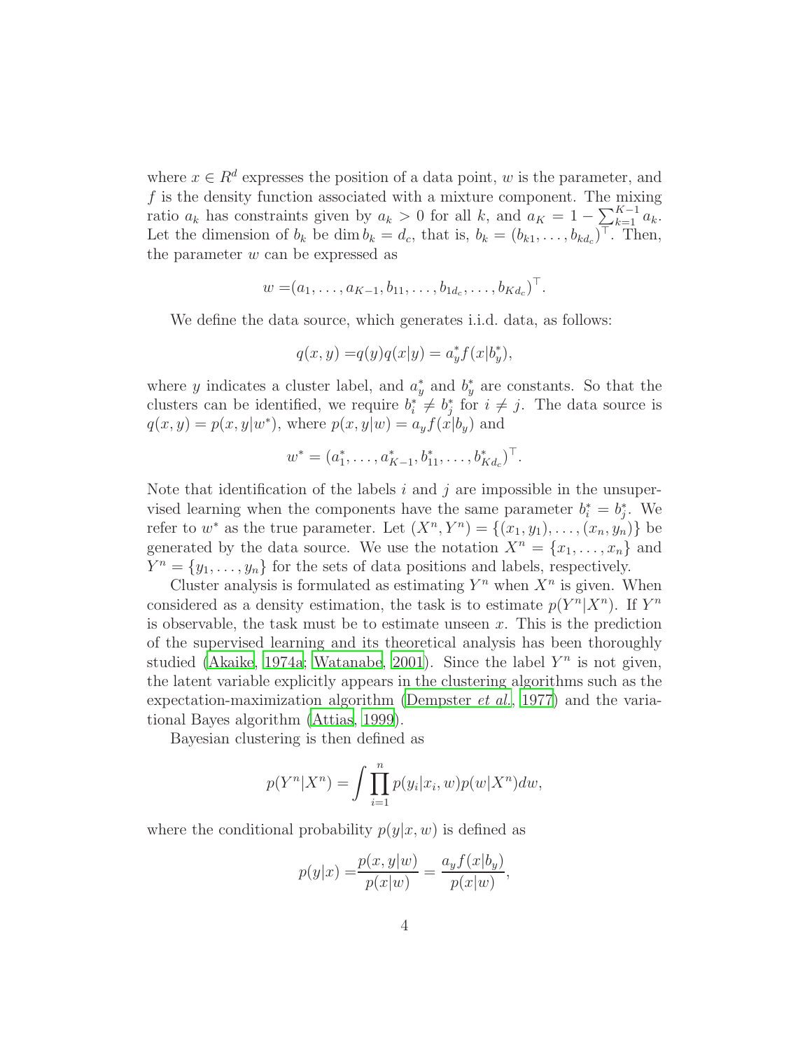where $x \in R^d$ expresses the position of a data point, $w$ is the parameter, and $f$ is the density function associated with a mixture component. The mixing ratio $a_k$ has constraints given by $a_k > 0$ for all $k$, and $a_K = 1 - \sum_{k=1}^{K-1} a_k$. Let the dimension of $b_k$ be $\dim b_k = d_c$, that is, $b_k = (b_{k1}, \dots, b_{kd_c})^\top$. Then, the parameter $w$ can be expressed as

$$w =(a_1, \dots, a_{K-1}, b_{11}, \dots, b_{1d_c}, \dots, b_{Kd_c})^\top.$$

We define the data source, which generates i.i.d. data, as follows:

$$q(x, y) =q(y)q(x|y) = a^*_y f(x|b^*_y),$$

where $y$ indicates a cluster label, and $a^*_y$ and $b^*_y$ are constants. So that the clusters can be identified, we require $b^*_i \neq b^*_j$ for $i \neq j$. The data source is $q(x, y) = p(x, y|w^*)$, where $p(x, y|w) = a_y f(x|b_y)$ and

$$w^* = (a^*_1, \dots, a^*_{K-1}, b^*_{11}, \dots, b^*_{Kd_c})^\top.$$

Note that identification of the labels $i$ and $j$ are impossible in the unsupervised learning when the components have the same parameter $b^*_i = b^*_j$. We refer to $w^*$ as the true parameter. Let $(X^n, Y^n) = \{(x_1, y_1), \dots, (x_n, y_n)\}$ be generated by the data source. We use the notation $X^n = \{x_1, \dots, x_n\}$ and $Y^n = \{y_1, \dots, y_n\}$ for the sets of data positions and labels, respectively.

Cluster analysis is formulated as estimating $Y^n$ when $X^n$ is given. When considered as a density estimation, the task is to estimate $p(Y^n|X^n)$. If $Y^n$ is observable, the task must be to estimate unseen $x$. This is the prediction of the supervised learning and its theoretical analysis has been thoroughly studied (Akaike, 1974a; Watanabe, 2001). Since the label $Y^n$ is not given, the latent variable explicitly appears in the clustering algorithms such as the expectation-maximization algorithm (Dempster *et al.*, 1977) and the variational Bayes algorithm (Attias, 1999).

Bayesian clustering is then defined as

$$p(Y^n|X^n) = \int \prod_{i=1}^{n} p(y_i|x_i, w)p(w|X^n)dw,$$

where the conditional probability $p(y|x, w)$ is defined as

$$p(y|x) =\frac{p(x, y|w)}{p(x|w)} = \frac{a_y f(x|b_y)}{p(x|w)},$$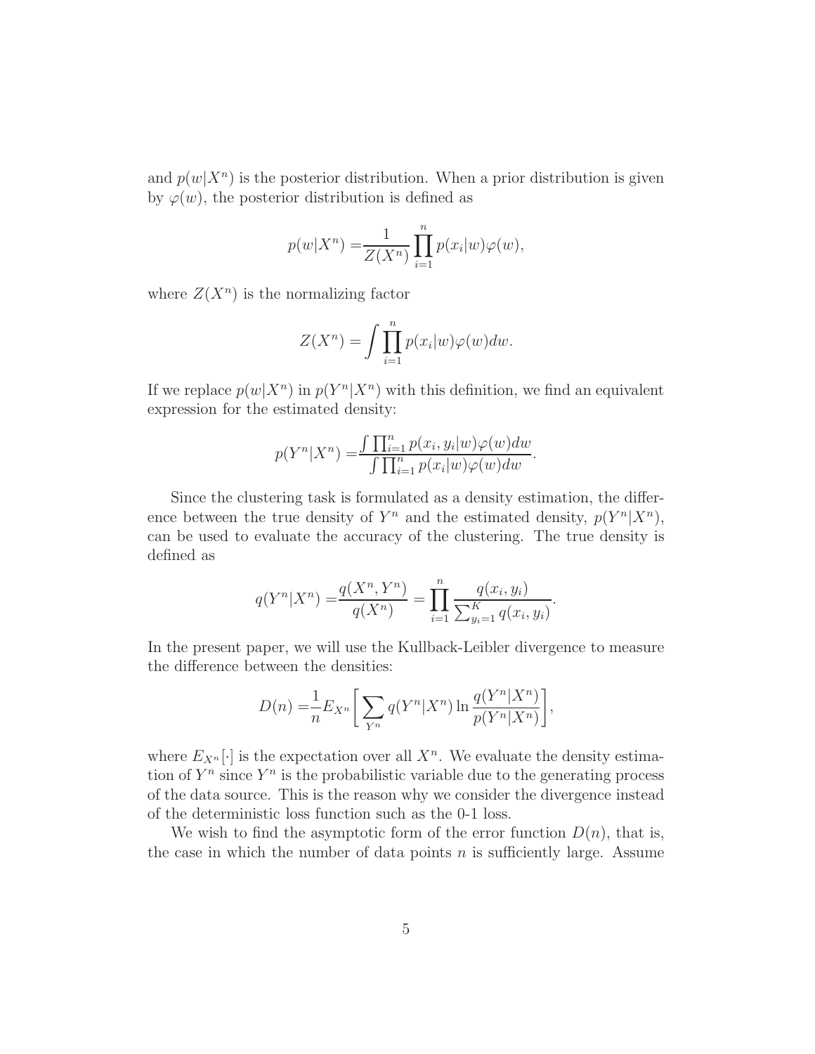and $p(w|X^n)$ is the posterior distribution. When a prior distribution is given by $\varphi(w)$, the posterior distribution is defined as

$$p(w|X^n) = \frac{1}{Z(X^n)} \prod_{i=1}^{n} p(x_i|w)\varphi(w),$$

where $Z(X^n)$ is the normalizing factor

$$Z(X^n) = \int \prod_{i=1}^{n} p(x_i|w)\varphi(w)dw.$$

If we replace $p(w|X^n)$ in $p(Y^n|X^n)$ with this definition, we find an equivalent expression for the estimated density:

$$p(Y^n|X^n) = \frac{\int \prod_{i=1}^{n} p(x_i, y_i|w)\varphi(w)dw}{\int \prod_{i=1}^{n} p(x_i|w)\varphi(w)dw}.$$

Since the clustering task is formulated as a density estimation, the difference between the true density of $Y^n$ and the estimated density, $p(Y^n|X^n)$, can be used to evaluate the accuracy of the clustering. The true density is defined as

$$q(Y^n|X^n) = \frac{q(X^n, Y^n)}{q(X^n)} = \prod_{i=1}^{n} \frac{q(x_i, y_i)}{\sum_{y_i=1}^{K} q(x_i, y_i)}.$$

In the present paper, we will use the Kullback-Leibler divergence to measure the difference between the densities:

$$D(n) = \frac{1}{n} E_{X^n}\bigg[ \sum_{Y^n} q(Y^n|X^n) \ln \frac{q(Y^n|X^n)}{p(Y^n|X^n)} \bigg],$$

where $E_{X^n}[\cdot]$ is the expectation over all $X^n$. We evaluate the density estimation of $Y^n$ since $Y^n$ is the probabilistic variable due to the generating process of the data source. This is the reason why we consider the divergence instead of the deterministic loss function such as the 0-1 loss.

We wish to find the asymptotic form of the error function $D(n)$, that is, the case in which the number of data points $n$ is sufficiently large. Assume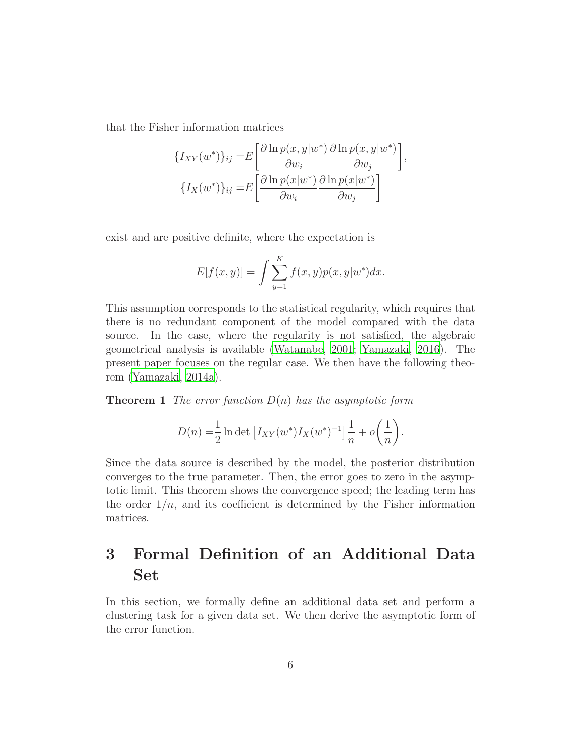that the Fisher information matrices

$$
\begin{aligned}
\{I_{XY}(w^*)\}_{ij} =& E\left[\frac{\partial \ln p(x,y|w^*)}{\partial w_i}\frac{\partial \ln p(x,y|w^*)}{\partial w_j}\right], \\
\{I_X(w^*)\}_{ij} =& E\left[\frac{\partial \ln p(x|w^*)}{\partial w_i}\frac{\partial \ln p(x|w^*)}{\partial w_j}\right]
\end{aligned}
$$

exist and are positive definite, where the expectation is

$$
E[f(x,y)] = \int \sum_{y=1}^{K} f(x,y)p(x,y|w^*)dx.
$$

This assumption corresponds to the statistical regularity, which requires that there is no redundant component of the model compared with the data source. In the case, where the regularity is not satisfied, the algebraic geometrical analysis is available (Watanabe, 2001; Yamazaki, 2016). The present paper focuses on the regular case. We then have the following theorem (Yamazaki, 2014a).

**Theorem 1** *The error function $D(n)$ has the asymptotic form*

$$
D(n) = \frac{1}{2}\ln\det\left[I_{XY}(w^*)I_X(w^*)^{-1}\right]\frac{1}{n} + o\left(\frac{1}{n}\right).
$$

Since the data source is described by the model, the posterior distribution converges to the true parameter. Then, the error goes to zero in the asymptotic limit. This theorem shows the convergence speed; the leading term has the order $1/n$, and its coefficient is determined by the Fisher information matrices.

# 3 Formal Definition of an Additional Data Set

In this section, we formally define an additional data set and perform a clustering task for a given data set. We then derive the asymptotic form of the error function.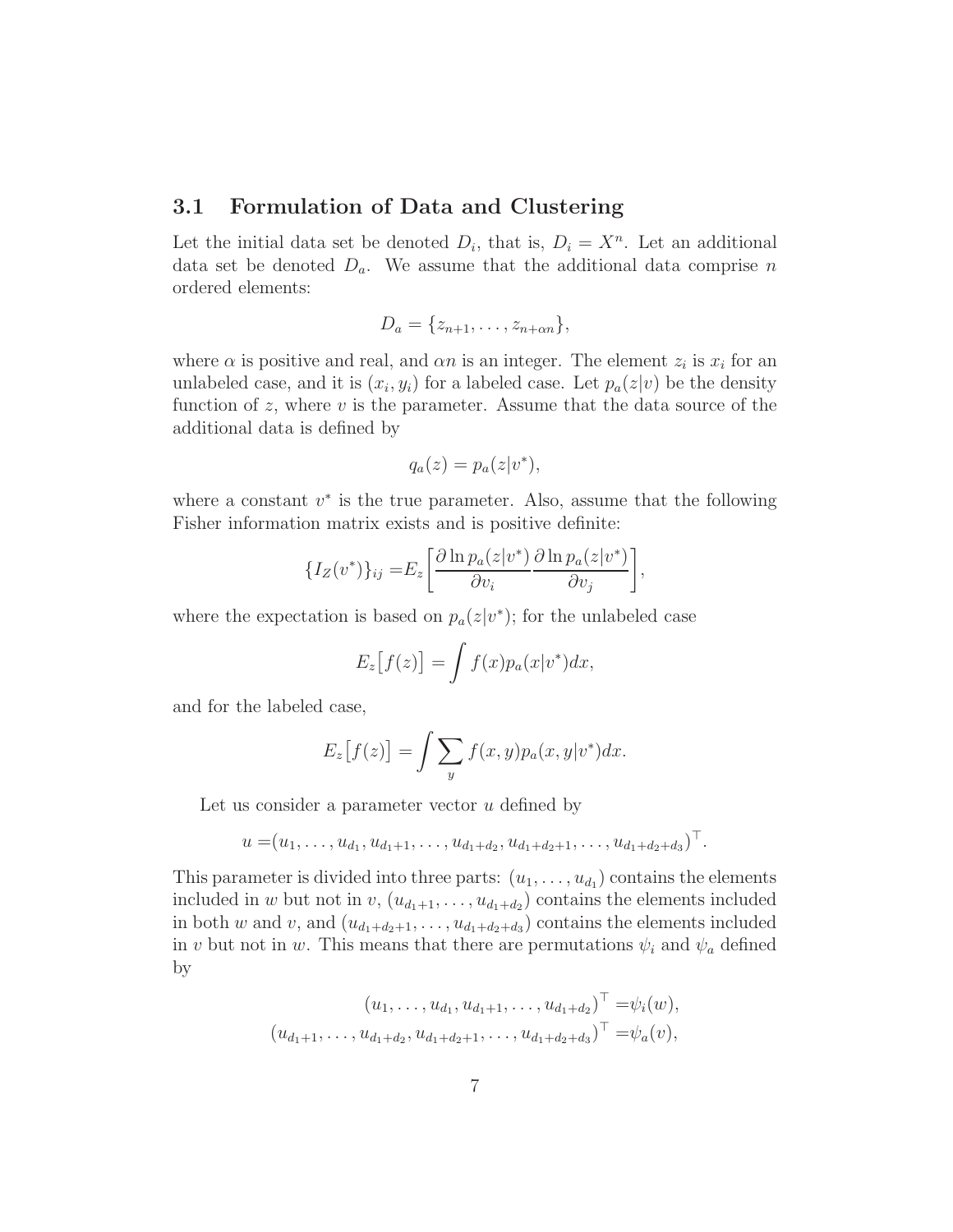### 3.1 Formulation of Data and Clustering

Let the initial data set be denoted $D_i$, that is, $D_i = X^n$. Let an additional data set be denoted $D_a$. We assume that the additional data comprise $n$ ordered elements:

$$D_a = \{z_{n+1}, \ldots, z_{n+\alpha n}\},$$

where $\alpha$ is positive and real, and $\alpha n$ is an integer. The element $z_i$ is $x_i$ for an unlabeled case, and it is $(x_i, y_i)$ for a labeled case. Let $p_a(z|v)$ be the density function of $z$, where $v$ is the parameter. Assume that the data source of the additional data is defined by

$$q_a(z) = p_a(z|v^*),$$

where a constant $v^*$ is the true parameter. Also, assume that the following Fisher information matrix exists and is positive definite:

$$\{I_Z(v^*)\}_{ij} = E_z\left[\frac{\partial \ln p_a(z|v^*)}{\partial v_i}\frac{\partial \ln p_a(z|v^*)}{\partial v_j}\right],$$

where the expectation is based on $p_a(z|v^*)$; for the unlabeled case

$$E_z\big[f(z)\big] = \int f(x)p_a(x|v^*)dx,$$

and for the labeled case,

$$E_z\big[f(z)\big] = \int \sum_y f(x,y)p_a(x,y|v^*)dx.$$

Let us consider a parameter vector $u$ defined by

$$u = (u_1, \ldots, u_{d_1}, u_{d_1+1}, \ldots, u_{d_1+d_2}, u_{d_1+d_2+1}, \ldots, u_{d_1+d_2+d_3})^\top.$$

This parameter is divided into three parts: $(u_1, \ldots, u_{d_1})$ contains the elements included in $w$ but not in $v$, $(u_{d_1+1}, \ldots, u_{d_1+d_2})$ contains the elements included in both $w$ and $v$, and $(u_{d_1+d_2+1}, \ldots, u_{d_1+d_2+d_3})$ contains the elements included in $v$ but not in $w$. This means that there are permutations $\psi_i$ and $\psi_a$ defined by

$$(u_1, \ldots, u_{d_1}, u_{d_1+1}, \ldots, u_{d_1+d_2})^\top = \psi_i(w),$$

$$(u_{d_1+1}, \ldots, u_{d_1+d_2}, u_{d_1+d_2+1}, \ldots, u_{d_1+d_2+d_3})^\top = \psi_a(v),$$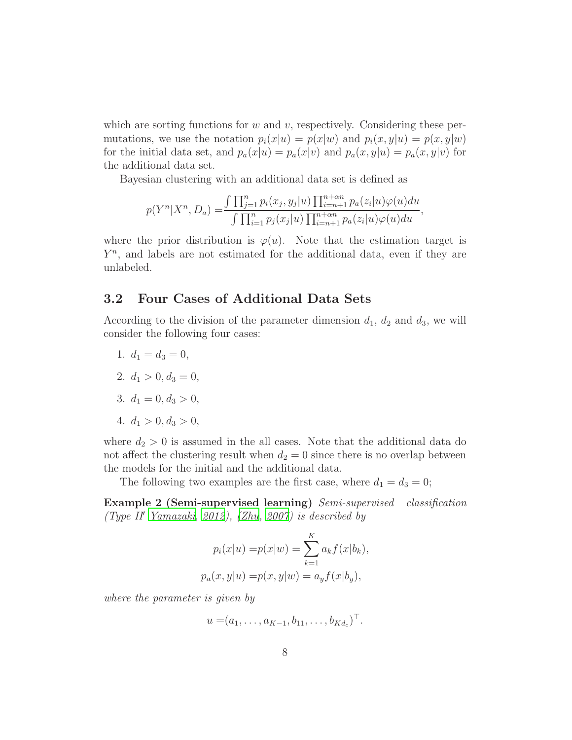which are sorting functions for $w$ and $v$, respectively. Considering these permutations, we use the notation $p_i(x|u) = p(x|w)$ and $p_i(x, y|u) = p(x, y|w)$ for the initial data set, and $p_a(x|u) = p_a(x|v)$ and $p_a(x, y|u) = p_a(x, y|v)$ for the additional data set.

Bayesian clustering with an additional data set is defined as

$$p(Y^n|X^n, D_a) = \frac{\int \prod_{j=1}^{n} p_i(x_j, y_j|u) \prod_{i=n+1}^{n+\alpha n} p_a(z_i|u)\varphi(u)du}{\int \prod_{i=1}^{n} p_j(x_j|u) \prod_{i=n+1}^{n+\alpha n} p_a(z_i|u)\varphi(u)du},$$

where the prior distribution is $\varphi(u)$. Note that the estimation target is $Y^n$, and labels are not estimated for the additional data, even if they are unlabeled.

## 3.2 Four Cases of Additional Data Sets

According to the division of the parameter dimension $d_1$, $d_2$ and $d_3$, we will consider the following four cases:

1. $d_1 = d_3 = 0$,
2. $d_1 > 0, d_3 = 0$,
3. $d_1 = 0, d_3 > 0$,
4. $d_1 > 0, d_3 > 0$,

where $d_2 > 0$ is assumed in the all cases. Note that the additional data do not affect the clustering result when $d_2 = 0$ since there is no overlap between the models for the initial and the additional data.

The following two examples are the first case, where $d_1 = d_3 = 0$;

**Example 2 (Semi-supervised learning)** *Semi-supervised classification (Type II′ Yamazaki, 2012), (Zhu, 2007) is described by*

$$p_i(x|u) = p(x|w) = \sum_{k=1}^{K} a_k f(x|b_k),$$
$$p_a(x, y|u) = p(x, y|w) = a_y f(x|b_y),$$

*where the parameter is given by*

$$u = (a_1, \ldots, a_{K-1}, b_{11}, \ldots, b_{Kd_c})^\top.$$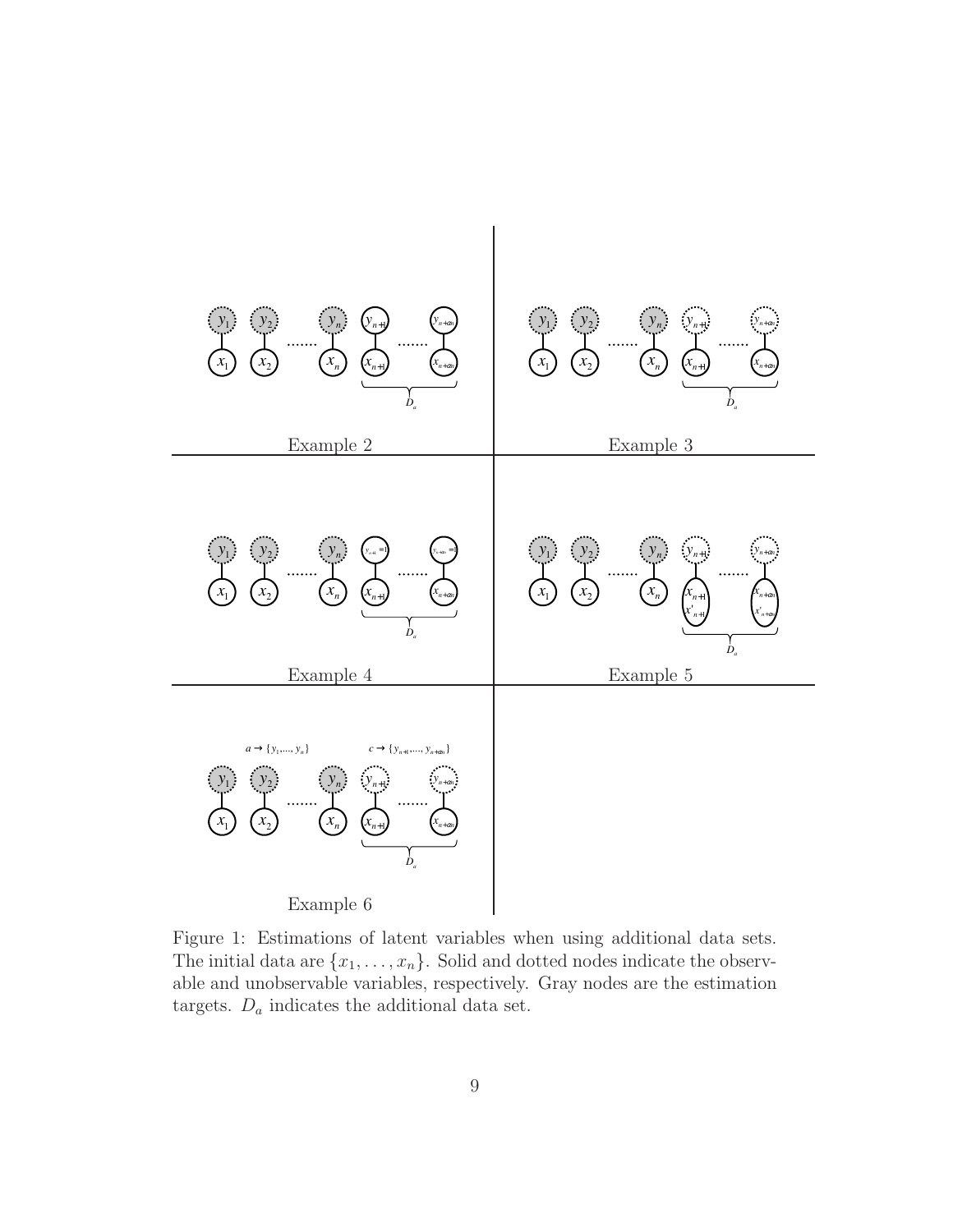Figure 1: Estimations of latent variables when using additional data sets. The initial data are $\{x_1, \ldots, x_n\}$. Solid and dotted nodes indicate the observable and unobservable variables, respectively. Gray nodes are the estimation targets. $D_a$ indicates the additional data set.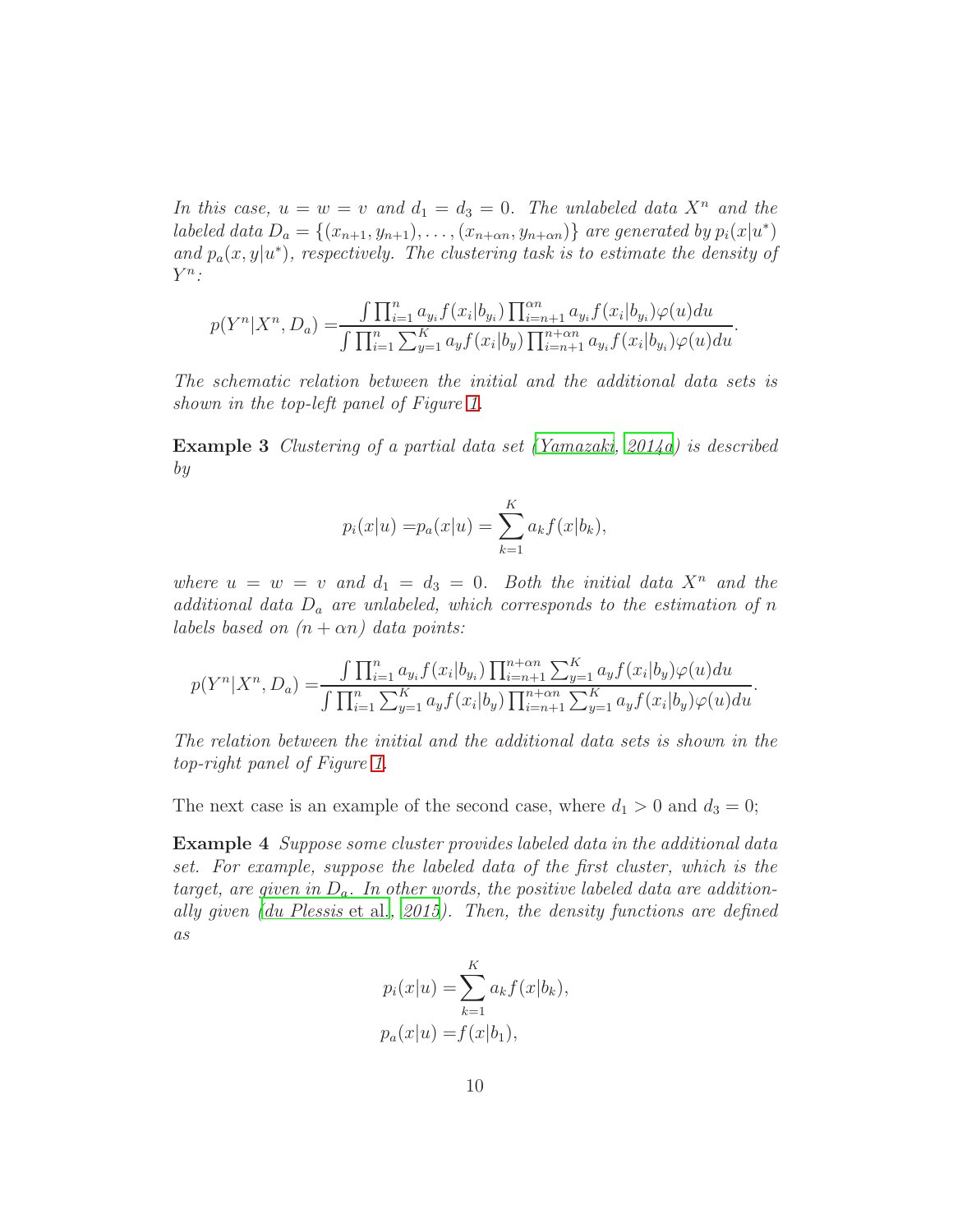*In this case, $u = w = v$ and $d_1 = d_3 = 0$. The unlabeled data $X^n$ and the labeled data $D_a = \{(x_{n+1}, y_{n+1}), \dots, (x_{n+\alpha n}, y_{n+\alpha n})\}$ are generated by $p_i(x|u^*)$ and $p_a(x, y|u^*)$, respectively. The clustering task is to estimate the density of $Y^n$:*

$$p(Y^n|X^n, D_a) = \frac{\int \prod_{i=1}^{n} a_{y_i} f(x_i|b_{y_i}) \prod_{i=n+1}^{\alpha n} a_{y_i} f(x_i|b_{y_i}) \varphi(u) du}{\int \prod_{i=1}^{n} \sum_{y=1}^{K} a_y f(x_i|b_y) \prod_{i=n+1}^{n+\alpha n} a_{y_i} f(x_i|b_{y_i}) \varphi(u) du}.$$

*The schematic relation between the initial and the additional data sets is shown in the top-left panel of Figure 1.*

**Example 3** *Clustering of a partial data set (Yamazaki, 2014a) is described by*

$$p_i(x|u) = p_a(x|u) = \sum_{k=1}^{K} a_k f(x|b_k),$$

*where $u = w = v$ and $d_1 = d_3 = 0$. Both the initial data $X^n$ and the additional data $D_a$ are unlabeled, which corresponds to the estimation of $n$ labels based on $(n + \alpha n)$ data points:*

$$p(Y^n|X^n, D_a) = \frac{\int \prod_{i=1}^{n} a_{y_i} f(x_i|b_{y_i}) \prod_{i=n+1}^{n+\alpha n} \sum_{y=1}^{K} a_y f(x_i|b_y) \varphi(u) du}{\int \prod_{i=1}^{n} \sum_{y=1}^{K} a_y f(x_i|b_y) \prod_{i=n+1}^{n+\alpha n} \sum_{y=1}^{K} a_y f(x_i|b_y) \varphi(u) du}.$$

*The relation between the initial and the additional data sets is shown in the top-right panel of Figure 1.*

The next case is an example of the second case, where $d_1 > 0$ and $d_3 = 0$;

**Example 4** *Suppose some cluster provides labeled data in the additional data set. For example, suppose the labeled data of the first cluster, which is the target, are given in $D_a$. In other words, the positive labeled data are additionally given (du Plessis et al., 2015). Then, the density functions are defined as*

$$p_i(x|u) = \sum_{k=1}^{K} a_k f(x|b_k),$$
$$p_a(x|u) = f(x|b_1),$$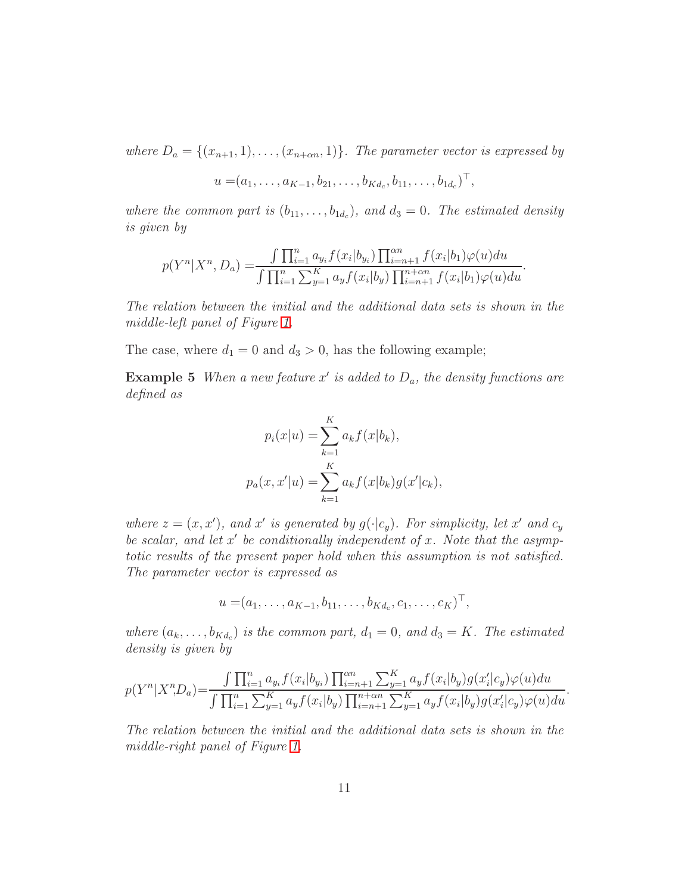*where $D_a = \{(x_{n+1}, 1), \dots, (x_{n+\alpha n}, 1)\}$. The parameter vector is expressed by*

$$u = (a_1, \dots, a_{K-1}, b_{21}, \dots, b_{Kd_c}, b_{11}, \dots, b_{1d_c})^\top,$$

*where the common part is $(b_{11}, \dots, b_{1d_c})$, and $d_3 = 0$. The estimated density is given by*

$$p(Y^n|X^n, D_a) = \frac{\int \prod_{i=1}^n a_{y_i} f(x_i|b_{y_i}) \prod_{i=n+1}^{\alpha n} f(x_i|b_1)\varphi(u)du}{\int \prod_{i=1}^n \sum_{y=1}^K a_y f(x_i|b_y) \prod_{i=n+1}^{n+\alpha n} f(x_i|b_1)\varphi(u)du}.$$

*The relation between the initial and the additional data sets is shown in the middle-left panel of Figure 1.*

The case, where $d_1 = 0$ and $d_3 > 0$, has the following example;

**Example 5** *When a new feature $x'$ is added to $D_a$, the density functions are defined as*

$$p_i(x|u) = \sum_{k=1}^K a_k f(x|b_k),$$

$$p_a(x, x'|u) = \sum_{k=1}^K a_k f(x|b_k) g(x'|c_k),$$

*where $z = (x, x')$, and $x'$ is generated by $g(\cdot|c_y)$. For simplicity, let $x'$ and $c_y$ be scalar, and let $x'$ be conditionally independent of $x$. Note that the asymptotic results of the present paper hold when this assumption is not satisfied. The parameter vector is expressed as*

$$u = (a_1, \dots, a_{K-1}, b_{11}, \dots, b_{Kd_c}, c_1, \dots, c_K)^\top,$$

*where $(a_k, \dots, b_{Kd_c})$ is the common part, $d_1 = 0$, and $d_3 = K$. The estimated density is given by*

$$p(Y^n|X^n, D_a) = \frac{\int \prod_{i=1}^n a_{y_i} f(x_i|b_{y_i}) \prod_{i=n+1}^{\alpha n} \sum_{y=1}^K a_y f(x_i|b_y) g(x_i'|c_y)\varphi(u)du}{\int \prod_{i=1}^n \sum_{y=1}^K a_y f(x_i|b_y) \prod_{i=n+1}^{n+\alpha n} \sum_{y=1}^K a_y f(x_i|b_y) g(x_i'|c_y)\varphi(u)du}.$$

*The relation between the initial and the additional data sets is shown in the middle-right panel of Figure 1.*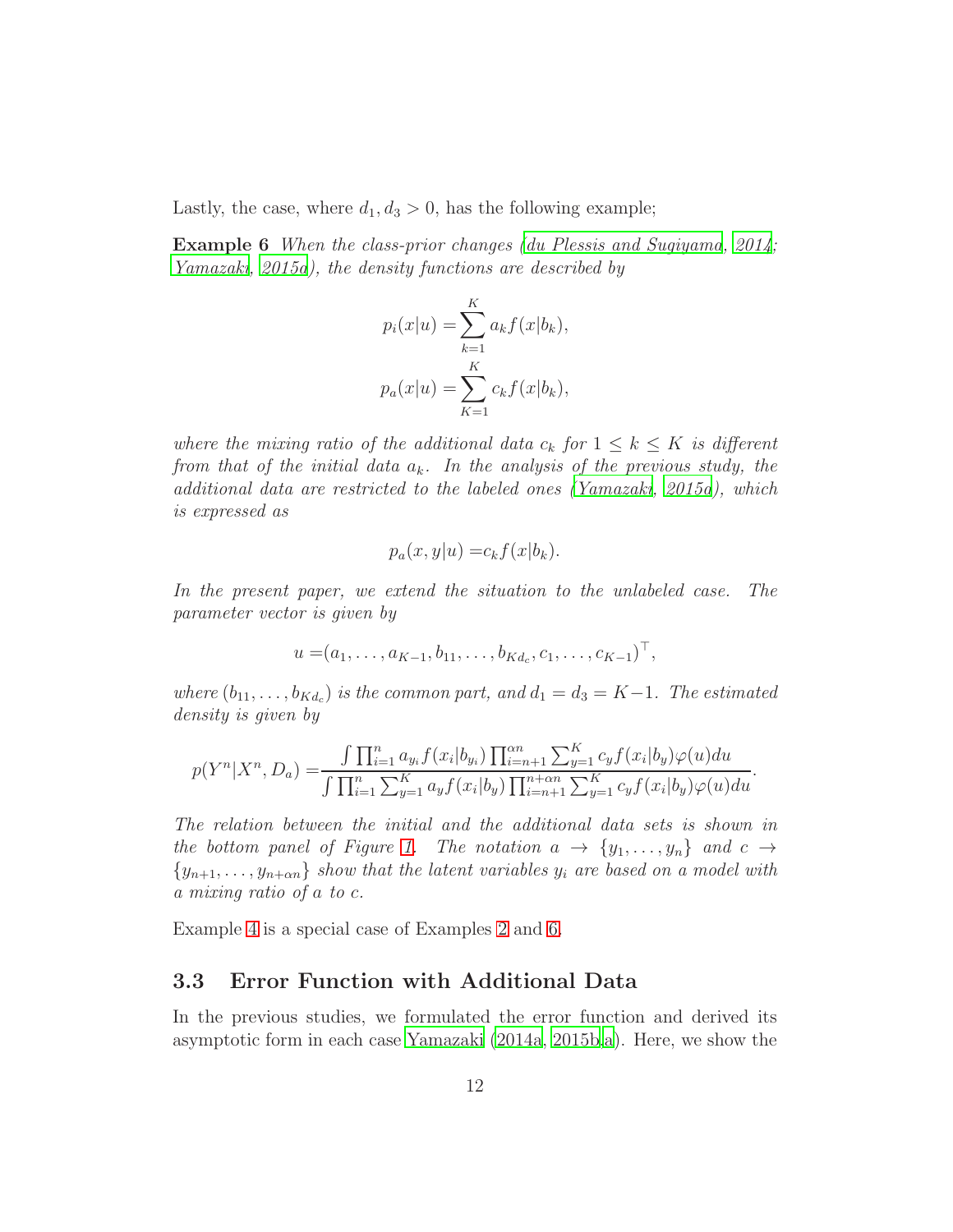Lastly, the case, where $d_1, d_3 > 0$, has the following example;

**Example 6** *When the class-prior changes (du Plessis and Sugiyama, 2014; Yamazaki, 2015a), the density functions are described by*

$$p_i(x|u) = \sum_{k=1}^{K} a_k f(x|b_k),$$

$$p_a(x|u) = \sum_{K=1}^{K} c_k f(x|b_k),$$

*where the mixing ratio of the additional data $c_k$ for $1 \leq k \leq K$ is different from that of the initial data $a_k$. In the analysis of the previous study, the additional data are restricted to the labeled ones (Yamazaki, 2015a), which is expressed as*

$$p_a(x, y|u) = c_k f(x|b_k).$$

*In the present paper, we extend the situation to the unlabeled case. The parameter vector is given by*

$$u = (a_1, \ldots, a_{K-1}, b_{11}, \ldots, b_{Kd_c}, c_1, \ldots, c_{K-1})^\top,$$

*where $(b_{11}, \ldots, b_{Kd_c})$ is the common part, and $d_1 = d_3 = K-1$. The estimated density is given by*

$$p(Y^n|X^n, D_a) = \frac{\int \prod_{i=1}^{n} a_{y_i} f(x_i|b_{y_i}) \prod_{i=n+1}^{\alpha n} \sum_{y=1}^{K} c_y f(x_i|b_y) \varphi(u) du}{\int \prod_{i=1}^{n} \sum_{y=1}^{K} a_y f(x_i|b_y) \prod_{i=n+1}^{n+\alpha n} \sum_{y=1}^{K} c_y f(x_i|b_y) \varphi(u) du}.$$

*The relation between the initial and the additional data sets is shown in the bottom panel of Figure 1. The notation $a \to \{y_1, \ldots, y_n\}$ and $c \to \{y_{n+1}, \ldots, y_{n+\alpha n}\}$ show that the latent variables $y_i$ are based on a model with a mixing ratio of $a$ to $c$.*

Example 4 is a special case of Examples 2 and 6.

### 3.3 Error Function with Additional Data

In the previous studies, we formulated the error function and derived its asymptotic form in each case Yamazaki (2014a, 2015b,a). Here, we show the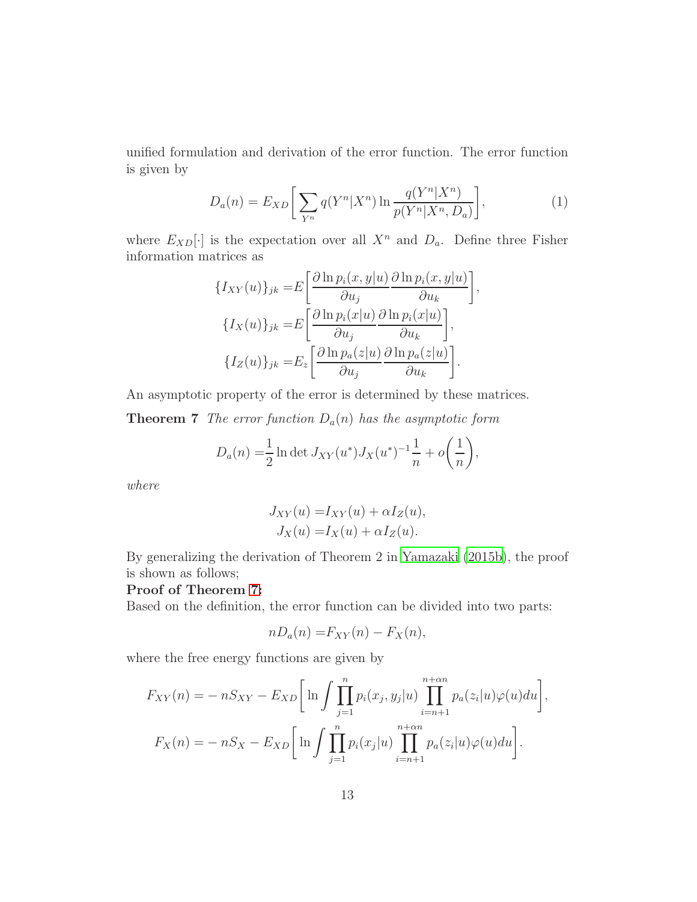unified formulation and derivation of the error function. The error function is given by

$$D_a(n) = E_{XD}\bigg[\sum_{Y^n} q(Y^n|X^n) \ln \frac{q(Y^n|X^n)}{p(Y^n|X^n, D_a)}\bigg], \tag{1}$$

where $E_{XD}[\cdot]$ is the expectation over all $X^n$ and $D_a$. Define three Fisher information matrices as

$$\begin{aligned}
\{I_{XY}(u)\}_{jk} =& E\bigg[\frac{\partial \ln p_i(x,y|u)}{\partial u_j}\frac{\partial \ln p_i(x,y|u)}{\partial u_k}\bigg],\\
\{I_X(u)\}_{jk} =& E\bigg[\frac{\partial \ln p_i(x|u)}{\partial u_j}\frac{\partial \ln p_i(x|u)}{\partial u_k}\bigg],\\
\{I_Z(u)\}_{jk} =& E_z\bigg[\frac{\partial \ln p_a(z|u)}{\partial u_j}\frac{\partial \ln p_a(z|u)}{\partial u_k}\bigg].
\end{aligned}$$

An asymptotic property of the error is determined by these matrices.

**Theorem 7** *The error function $D_a(n)$ has the asymptotic form*

$$D_a(n) = \frac{1}{2} \ln \det J_{XY}(u^*) J_X(u^*)^{-1} \frac{1}{n} + o\bigg(\frac{1}{n}\bigg),$$

*where*

$$\begin{aligned}
J_{XY}(u) =& I_{XY}(u) + \alpha I_Z(u),\\
J_X(u) =& I_X(u) + \alpha I_Z(u).
\end{aligned}$$

By generalizing the derivation of Theorem 2 in Yamazaki (2015b), the proof is shown as follows;

**Proof of Theorem 7:**

Based on the definition, the error function can be divided into two parts:

$$nD_a(n) = F_{XY}(n) - F_X(n),$$

where the free energy functions are given by

$$\begin{aligned}
F_{XY}(n) =& -nS_{XY} - E_{XD}\bigg[\ln \int \prod_{j=1}^{n} p_i(x_j, y_j|u) \prod_{i=n+1}^{n+\alpha n} p_a(z_i|u)\varphi(u)du\bigg],\\
F_X(n) =& -nS_X - E_{XD}\bigg[\ln \int \prod_{j=1}^{n} p_i(x_j|u) \prod_{i=n+1}^{n+\alpha n} p_a(z_i|u)\varphi(u)du\bigg].
\end{aligned}$$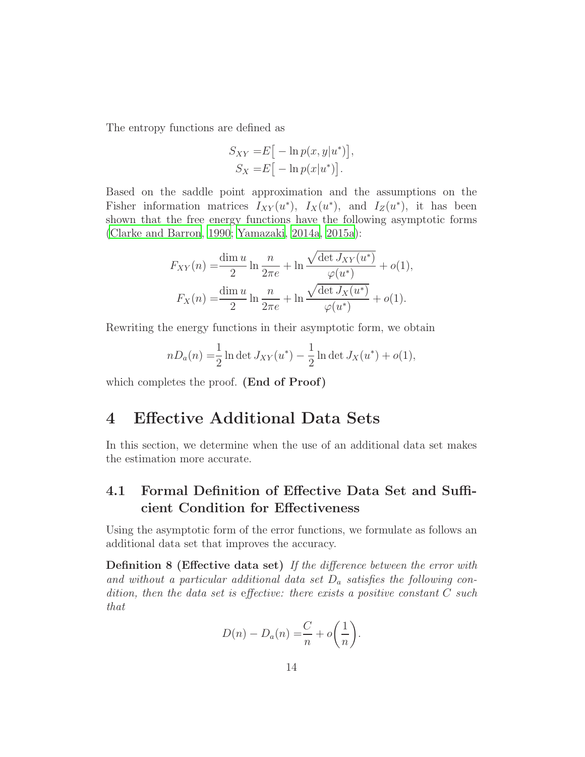The entropy functions are defined as

$$
\begin{aligned}
S_{XY} =& E\big[ -\ln p(x,y|u^*)\big],\\
S_X =& E\big[ -\ln p(x|u^*)\big].
\end{aligned}
$$

Based on the saddle point approximation and the assumptions on the Fisher information matrices $I_{XY}(u^*)$, $I_X(u^*)$, and $I_Z(u^*)$, it has been shown that the free energy functions have the following asymptotic forms (Clarke and Barron, 1990; Yamazaki, 2014a, 2015a):

$$
\begin{aligned}
F_{XY}(n) =& \frac{\dim u}{2} \ln \frac{n}{2\pi e} + \ln \frac{\sqrt{\det J_{XY}(u^*)}}{\varphi(u^*)} + o(1),\\
F_X(n) =& \frac{\dim u}{2} \ln \frac{n}{2\pi e} + \ln \frac{\sqrt{\det J_X(u^*)}}{\varphi(u^*)} + o(1).
\end{aligned}
$$

Rewriting the energy functions in their asymptotic form, we obtain

$$
nD_a(n) = \frac{1}{2}\ln\det J_{XY}(u^*) - \frac{1}{2}\ln\det J_X(u^*) + o(1),
$$

which completes the proof. **(End of Proof)**

# 4 Effective Additional Data Sets

In this section, we determine when the use of an additional data set makes the estimation more accurate.

## 4.1 Formal Definition of Effective Data Set and Sufficient Condition for Effectiveness

Using the asymptotic form of the error functions, we formulate as follows an additional data set that improves the accuracy.

**Definition 8 (Effective data set)** *If the difference between the error with and without a particular additional data set $D_a$ satisfies the following condition, then the data set is* effective*: there exists a positive constant $C$ such that*

$$
D(n) - D_a(n) = \frac{C}{n} + o\bigg(\frac{1}{n}\bigg).
$$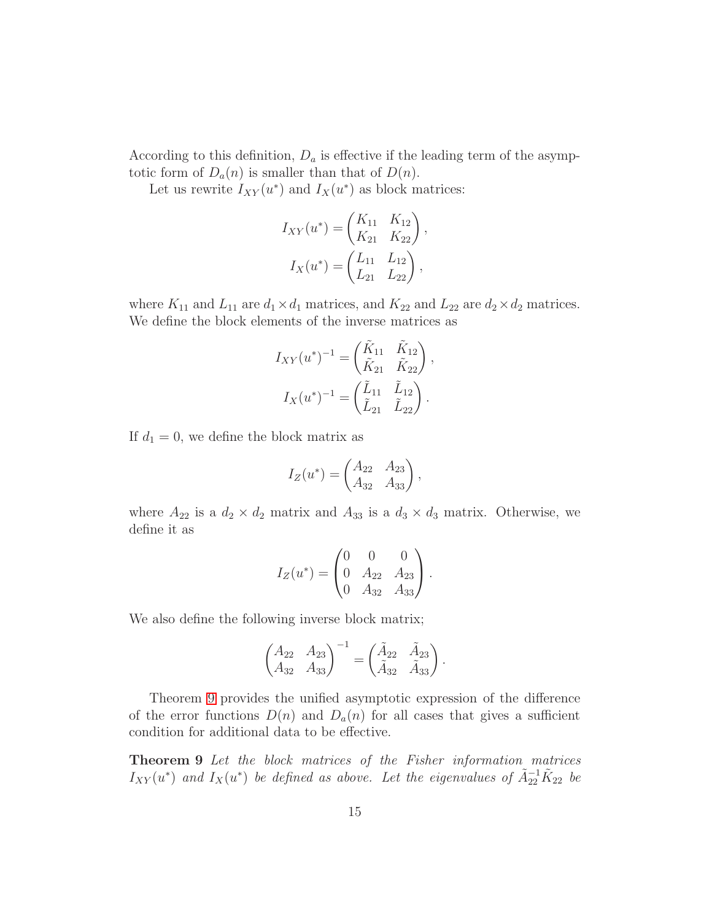According to this definition, $D_a$ is effective if the leading term of the asymptotic form of $D_a(n)$ is smaller than that of $D(n)$.

Let us rewrite $I_{XY}(u^*)$ and $I_X(u^*)$ as block matrices:

$$I_{XY}(u^*) = \begin{pmatrix} K_{11} & K_{12} \\ K_{21} & K_{22} \end{pmatrix},$$
$$I_X(u^*) = \begin{pmatrix} L_{11} & L_{12} \\ L_{21} & L_{22} \end{pmatrix},$$

where $K_{11}$ and $L_{11}$ are $d_1 \times d_1$ matrices, and $K_{22}$ and $L_{22}$ are $d_2 \times d_2$ matrices. We define the block elements of the inverse matrices as

$$I_{XY}(u^*)^{-1} = \begin{pmatrix} \tilde{K}_{11} & \tilde{K}_{12} \\ \tilde{K}_{21} & \tilde{K}_{22} \end{pmatrix},$$
$$I_X(u^*)^{-1} = \begin{pmatrix} \tilde{L}_{11} & \tilde{L}_{12} \\ \tilde{L}_{21} & \tilde{L}_{22} \end{pmatrix}.$$

If $d_1 = 0$, we define the block matrix as

$$I_Z(u^*) = \begin{pmatrix} A_{22} & A_{23} \\ A_{32} & A_{33} \end{pmatrix},$$

where $A_{22}$ is a $d_2 \times d_2$ matrix and $A_{33}$ is a $d_3 \times d_3$ matrix. Otherwise, we define it as

$$I_Z(u^*) = \begin{pmatrix} 0 & 0 & 0 \\ 0 & A_{22} & A_{23} \\ 0 & A_{32} & A_{33} \end{pmatrix}.$$

We also define the following inverse block matrix;

$$\begin{pmatrix} A_{22} & A_{23} \\ A_{32} & A_{33} \end{pmatrix}^{-1} = \begin{pmatrix} \tilde{A}_{22} & \tilde{A}_{23} \\ \tilde{A}_{32} & \tilde{A}_{33} \end{pmatrix}.$$

Theorem 9 provides the unified asymptotic expression of the difference of the error functions $D(n)$ and $D_a(n)$ for all cases that gives a sufficient condition for additional data to be effective.

**Theorem 9** *Let the block matrices of the Fisher information matrices $I_{XY}(u^*)$ and $I_X(u^*)$ be defined as above. Let the eigenvalues of $\tilde{A}_{22}^{-1}\tilde{K}_{22}$ be*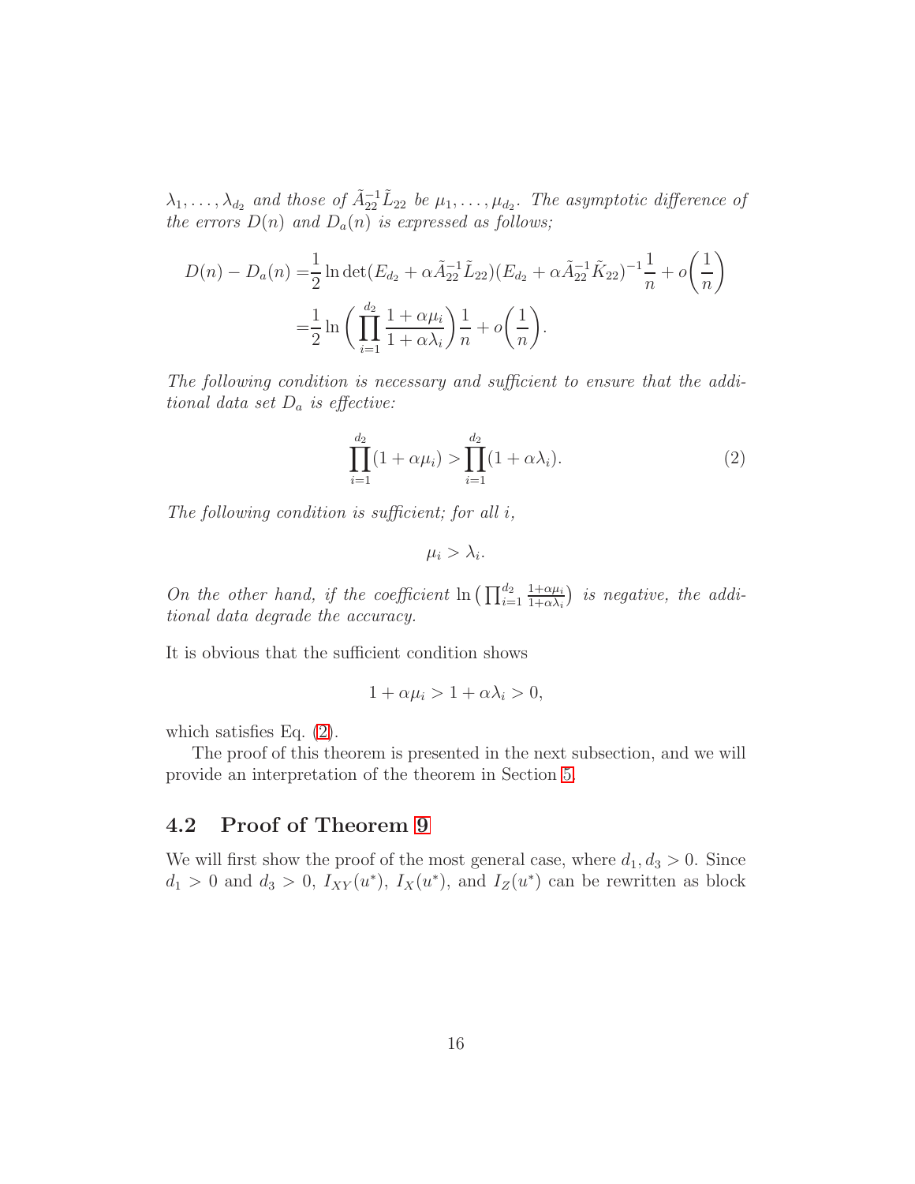$\lambda_1, \ldots, \lambda_{d_2}$ *and those of* $\tilde{A}_{22}^{-1}\tilde{L}_{22}$ *be* $\mu_1, \ldots, \mu_{d_2}$*. The asymptotic difference of the errors* $D(n)$ *and* $D_a(n)$ *is expressed as follows;*

$$
\begin{aligned}
D(n) - D_a(n) =& \frac{1}{2}\ln\det(E_{d_2} + \alpha\tilde{A}_{22}^{-1}\tilde{L}_{22})(E_{d_2} + \alpha\tilde{A}_{22}^{-1}\tilde{K}_{22})^{-1}\frac{1}{n} + o\bigg(\frac{1}{n}\bigg) \\
=& \frac{1}{2}\ln\bigg(\prod_{i=1}^{d_2}\frac{1+\alpha\mu_i}{1+\alpha\lambda_i}\bigg)\frac{1}{n} + o\bigg(\frac{1}{n}\bigg).
\end{aligned}
$$

*The following condition is necessary and sufficient to ensure that the additional data set* $D_a$ *is effective:*

$$
\prod_{i=1}^{d_2}(1+\alpha\mu_i) > \prod_{i=1}^{d_2}(1+\alpha\lambda_i). \tag{2}
$$

*The following condition is sufficient; for all* $i$*,*

$$
\mu_i > \lambda_i.
$$

*On the other hand, if the coefficient* $\ln\big(\prod_{i=1}^{d_2}\frac{1+\alpha\mu_i}{1+\alpha\lambda_i}\big)$ *is negative, the additional data degrade the accuracy.*

It is obvious that the sufficient condition shows

$$
1+\alpha\mu_i > 1+\alpha\lambda_i > 0,
$$

which satisfies Eq. (2).

The proof of this theorem is presented in the next subsection, and we will provide an interpretation of the theorem in Section 5.

## 4.2 Proof of Theorem 9

We will first show the proof of the most general case, where $d_1, d_3 > 0$. Since $d_1 > 0$ and $d_3 > 0$, $I_{XY}(u^*)$, $I_X(u^*)$, and $I_Z(u^*)$ can be rewritten as block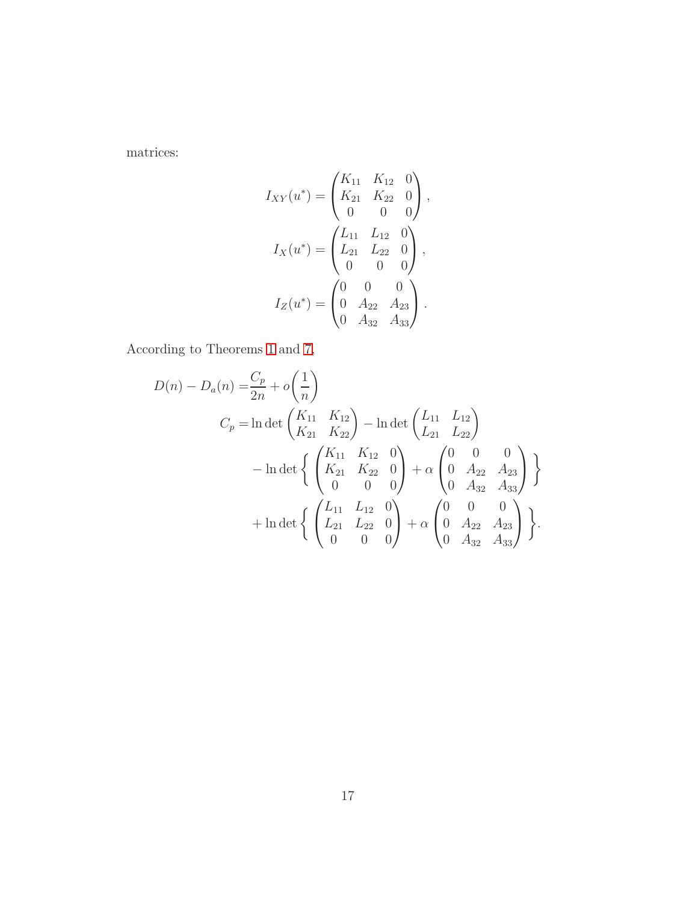matrices:

$$
I_{XY}(u^*) = \begin{pmatrix} K_{11} & K_{12} & 0 \\ K_{21} & K_{22} & 0 \\ 0 & 0 & 0 \end{pmatrix},
$$

$$
I_X(u^*) = \begin{pmatrix} L_{11} & L_{12} & 0 \\ L_{21} & L_{22} & 0 \\ 0 & 0 & 0 \end{pmatrix},
$$

$$
I_Z(u^*) = \begin{pmatrix} 0 & 0 & 0 \\ 0 & A_{22} & A_{23} \\ 0 & A_{32} & A_{33} \end{pmatrix}.
$$

According to Theorems 1 and 7,

$$
\begin{aligned}
D(n) - D_a(n) =& \frac{C_p}{2n} + o\left(\frac{1}{n}\right) \\
C_p =& \ln\det\begin{pmatrix} K_{11} & K_{12} \\ K_{21} & K_{22} \end{pmatrix} - \ln\det\begin{pmatrix} L_{11} & L_{12} \\ L_{21} & L_{22} \end{pmatrix} \\
&- \ln\det\left\{ \begin{pmatrix} K_{11} & K_{12} & 0 \\ K_{21} & K_{22} & 0 \\ 0 & 0 & 0 \end{pmatrix} + \alpha \begin{pmatrix} 0 & 0 & 0 \\ 0 & A_{22} & A_{23} \\ 0 & A_{32} & A_{33} \end{pmatrix} \right\} \\
&+ \ln\det\left\{ \begin{pmatrix} L_{11} & L_{12} & 0 \\ L_{21} & L_{22} & 0 \\ 0 & 0 & 0 \end{pmatrix} + \alpha \begin{pmatrix} 0 & 0 & 0 \\ 0 & A_{22} & A_{23} \\ 0 & A_{32} & A_{33} \end{pmatrix} \right\}.
\end{aligned}
$$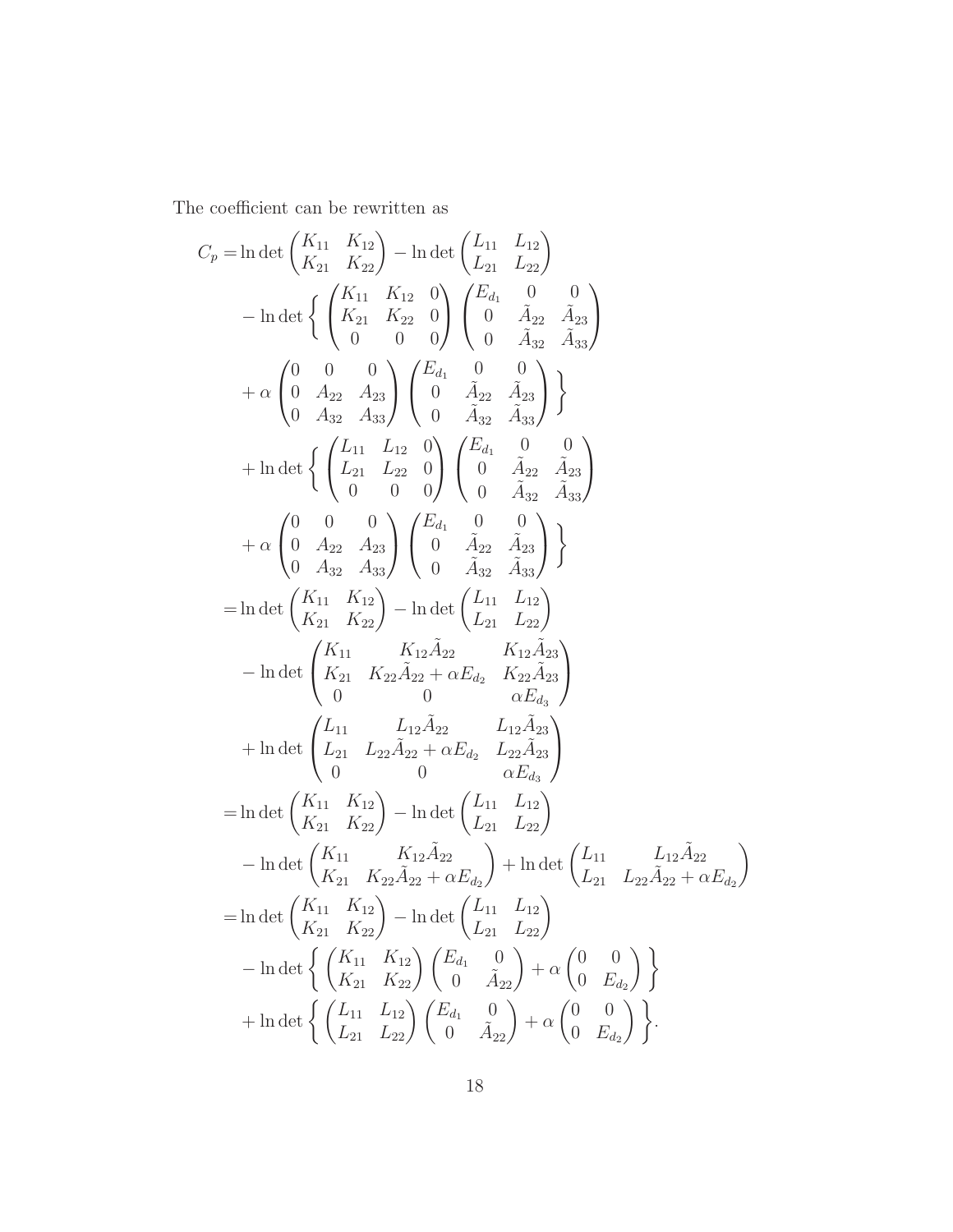The coefficient can be rewritten as

$$
\begin{aligned}
C_p =& \ln\det\begin{pmatrix} K_{11} & K_{12} \\ K_{21} & K_{22} \end{pmatrix} - \ln\det\begin{pmatrix} L_{11} & L_{12} \\ L_{21} & L_{22} \end{pmatrix} \\
& - \ln\det\Bigg\{ \begin{pmatrix} K_{11} & K_{12} & 0 \\ K_{21} & K_{22} & 0 \\ 0 & 0 & 0 \end{pmatrix} \begin{pmatrix} E_{d_1} & 0 & 0 \\ 0 & \tilde{A}_{22} & \tilde{A}_{23} \\ 0 & \tilde{A}_{32} & \tilde{A}_{33} \end{pmatrix} \\
& + \alpha \begin{pmatrix} 0 & 0 & 0 \\ 0 & A_{22} & A_{23} \\ 0 & A_{32} & A_{33} \end{pmatrix} \begin{pmatrix} E_{d_1} & 0 & 0 \\ 0 & \tilde{A}_{22} & \tilde{A}_{23} \\ 0 & \tilde{A}_{32} & \tilde{A}_{33} \end{pmatrix} \Bigg\} \\
& + \ln\det\Bigg\{ \begin{pmatrix} L_{11} & L_{12} & 0 \\ L_{21} & L_{22} & 0 \\ 0 & 0 & 0 \end{pmatrix} \begin{pmatrix} E_{d_1} & 0 & 0 \\ 0 & \tilde{A}_{22} & \tilde{A}_{23} \\ 0 & \tilde{A}_{32} & \tilde{A}_{33} \end{pmatrix} \\
& + \alpha \begin{pmatrix} 0 & 0 & 0 \\ 0 & A_{22} & A_{23} \\ 0 & A_{32} & A_{33} \end{pmatrix} \begin{pmatrix} E_{d_1} & 0 & 0 \\ 0 & \tilde{A}_{22} & \tilde{A}_{23} \\ 0 & \tilde{A}_{32} & \tilde{A}_{33} \end{pmatrix} \Bigg\} \\
=& \ln\det\begin{pmatrix} K_{11} & K_{12} \\ K_{21} & K_{22} \end{pmatrix} - \ln\det\begin{pmatrix} L_{11} & L_{12} \\ L_{21} & L_{22} \end{pmatrix} \\
& - \ln\det\begin{pmatrix} K_{11} & K_{12}\tilde{A}_{22} & K_{12}\tilde{A}_{23} \\ K_{21} & K_{22}\tilde{A}_{22} + \alpha E_{d_2} & K_{22}\tilde{A}_{23} \\ 0 & 0 & \alpha E_{d_3} \end{pmatrix} \\
& + \ln\det\begin{pmatrix} L_{11} & L_{12}\tilde{A}_{22} & L_{12}\tilde{A}_{23} \\ L_{21} & L_{22}\tilde{A}_{22} + \alpha E_{d_2} & L_{22}\tilde{A}_{23} \\ 0 & 0 & \alpha E_{d_3} \end{pmatrix} \\
=& \ln\det\begin{pmatrix} K_{11} & K_{12} \\ K_{21} & K_{22} \end{pmatrix} - \ln\det\begin{pmatrix} L_{11} & L_{12} \\ L_{21} & L_{22} \end{pmatrix} \\
& - \ln\det\begin{pmatrix} K_{11} & K_{12}\tilde{A}_{22} \\ K_{21} & K_{22}\tilde{A}_{22} + \alpha E_{d_2} \end{pmatrix} + \ln\det\begin{pmatrix} L_{11} & L_{12}\tilde{A}_{22} \\ L_{21} & L_{22}\tilde{A}_{22} + \alpha E_{d_2} \end{pmatrix} \\
=& \ln\det\begin{pmatrix} K_{11} & K_{12} \\ K_{21} & K_{22} \end{pmatrix} - \ln\det\begin{pmatrix} L_{11} & L_{12} \\ L_{21} & L_{22} \end{pmatrix} \\
& - \ln\det\Bigg\{ \begin{pmatrix} K_{11} & K_{12} \\ K_{21} & K_{22} \end{pmatrix} \begin{pmatrix} E_{d_1} & 0 \\ 0 & \tilde{A}_{22} \end{pmatrix} + \alpha \begin{pmatrix} 0 & 0 \\ 0 & E_{d_2} \end{pmatrix} \Bigg\} \\
& + \ln\det\Bigg\{ \begin{pmatrix} L_{11} & L_{12} \\ L_{21} & L_{22} \end{pmatrix} \begin{pmatrix} E_{d_1} & 0 \\ 0 & \tilde{A}_{22} \end{pmatrix} + \alpha \begin{pmatrix} 0 & 0 \\ 0 & E_{d_2} \end{pmatrix} \Bigg\}.
\end{aligned}
$$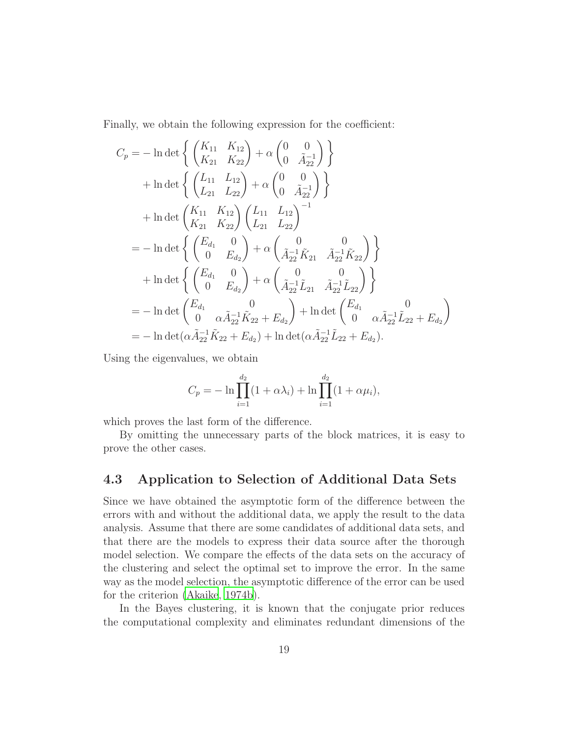Finally, we obtain the following expression for the coefficient:

$$
\begin{aligned}
C_p &= -\ln\det\left\{ \begin{pmatrix} K_{11} & K_{12} \\ K_{21} & K_{22} \end{pmatrix} + \alpha \begin{pmatrix} 0 & 0 \\ 0 & \tilde{A}_{22}^{-1} \end{pmatrix} \right\} \\
&\quad + \ln\det\left\{ \begin{pmatrix} L_{11} & L_{12} \\ L_{21} & L_{22} \end{pmatrix} + \alpha \begin{pmatrix} 0 & 0 \\ 0 & \tilde{A}_{22}^{-1} \end{pmatrix} \right\} \\
&\quad + \ln\det \begin{pmatrix} K_{11} & K_{12} \\ K_{21} & K_{22} \end{pmatrix} \begin{pmatrix} L_{11} & L_{12} \\ L_{21} & L_{22} \end{pmatrix}^{-1} \\
&= -\ln\det\left\{ \begin{pmatrix} E_{d_1} & 0 \\ 0 & E_{d_2} \end{pmatrix} + \alpha \begin{pmatrix} 0 & 0 \\ \tilde{A}_{22}^{-1}\tilde{K}_{21} & \tilde{A}_{22}^{-1}\tilde{K}_{22} \end{pmatrix} \right\} \\
&\quad + \ln\det\left\{ \begin{pmatrix} E_{d_1} & 0 \\ 0 & E_{d_2} \end{pmatrix} + \alpha \begin{pmatrix} 0 & 0 \\ \tilde{A}_{22}^{-1}\tilde{L}_{21} & \tilde{A}_{22}^{-1}\tilde{L}_{22} \end{pmatrix} \right\} \\
&= -\ln\det \begin{pmatrix} E_{d_1} & 0 \\ 0 & \alpha\tilde{A}_{22}^{-1}\tilde{K}_{22} + E_{d_2} \end{pmatrix} + \ln\det \begin{pmatrix} E_{d_1} & 0 \\ 0 & \alpha\tilde{A}_{22}^{-1}\tilde{L}_{22} + E_{d_2} \end{pmatrix} \\
&= -\ln\det(\alpha\tilde{A}_{22}^{-1}\tilde{K}_{22} + E_{d_2}) + \ln\det(\alpha\tilde{A}_{22}^{-1}\tilde{L}_{22} + E_{d_2}).
\end{aligned}
$$

Using the eigenvalues, we obtain

$$
C_p = -\ln\prod_{i=1}^{d_2}(1+\alpha\lambda_i) + \ln\prod_{i=1}^{d_2}(1+\alpha\mu_i),
$$

which proves the last form of the difference.

By omitting the unnecessary parts of the block matrices, it is easy to prove the other cases.

## 4.3 Application to Selection of Additional Data Sets

Since we have obtained the asymptotic form of the difference between the errors with and without the additional data, we apply the result to the data analysis. Assume that there are some candidates of additional data sets, and that there are the models to express their data source after the thorough model selection. We compare the effects of the data sets on the accuracy of the clustering and select the optimal set to improve the error. In the same way as the model selection, the asymptotic difference of the error can be used for the criterion (Akaike, 1974b).

In the Bayes clustering, it is known that the conjugate prior reduces the computational complexity and eliminates redundant dimensions of the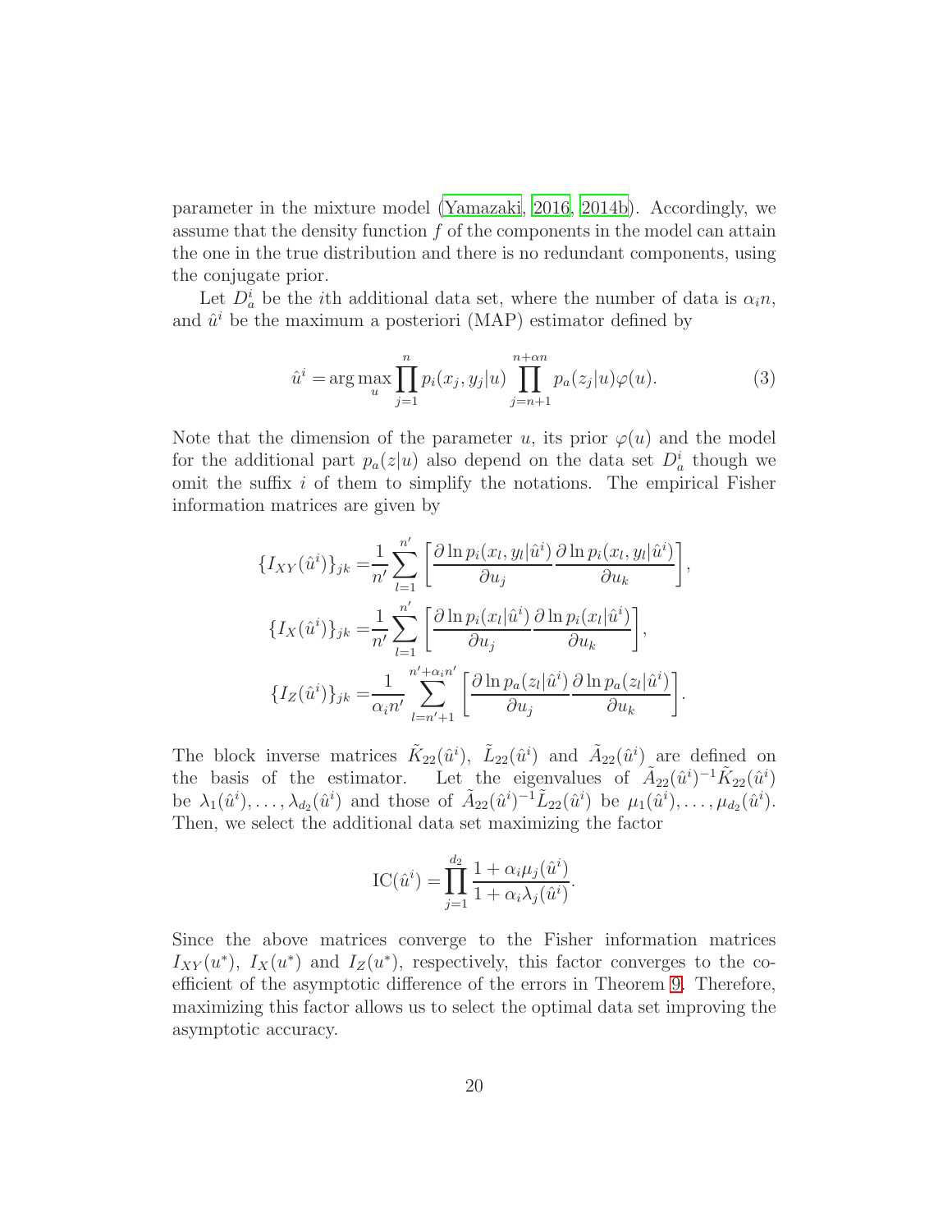parameter in the mixture model (Yamazaki, 2016, 2014b). Accordingly, we assume that the density function $f$ of the components in the model can attain the one in the true distribution and there is no redundant components, using the conjugate prior.

Let $D_a^i$ be the $i$th additional data set, where the number of data is $\alpha_i n$, and $\hat{u}^i$ be the maximum a posteriori (MAP) estimator defined by

$$\hat{u}^i = \arg\max_u \prod_{j=1}^{n} p_i(x_j, y_j|u) \prod_{j=n+1}^{n+\alpha n} p_a(z_j|u)\varphi(u). \tag{3}$$

Note that the dimension of the parameter $u$, its prior $\varphi(u)$ and the model for the additional part $p_a(z|u)$ also depend on the data set $D_a^i$ though we omit the suffix $i$ of them to simplify the notations. The empirical Fisher information matrices are given by

$$\{I_{XY}(\hat{u}^i)\}_{jk} = \frac{1}{n'}\sum_{l=1}^{n'}\left[\frac{\partial \ln p_i(x_l, y_l|\hat{u}^i)}{\partial u_j}\frac{\partial \ln p_i(x_l, y_l|\hat{u}^i)}{\partial u_k}\right],$$

$$\{I_X(\hat{u}^i)\}_{jk} = \frac{1}{n'}\sum_{l=1}^{n'}\left[\frac{\partial \ln p_i(x_l|\hat{u}^i)}{\partial u_j}\frac{\partial \ln p_i(x_l|\hat{u}^i)}{\partial u_k}\right],$$

$$\{I_Z(\hat{u}^i)\}_{jk} = \frac{1}{\alpha_i n'}\sum_{l=n'+1}^{n'+\alpha_i n'}\left[\frac{\partial \ln p_a(z_l|\hat{u}^i)}{\partial u_j}\frac{\partial \ln p_a(z_l|\hat{u}^i)}{\partial u_k}\right].$$

The block inverse matrices $\tilde{K}_{22}(\hat{u}^i)$, $\tilde{L}_{22}(\hat{u}^i)$ and $\tilde{A}_{22}(\hat{u}^i)$ are defined on the basis of the estimator. Let the eigenvalues of $\tilde{A}_{22}(\hat{u}^i)^{-1}\tilde{K}_{22}(\hat{u}^i)$ be $\lambda_1(\hat{u}^i), \ldots, \lambda_{d_2}(\hat{u}^i)$ and those of $\tilde{A}_{22}(\hat{u}^i)^{-1}\tilde{L}_{22}(\hat{u}^i)$ be $\mu_1(\hat{u}^i), \ldots, \mu_{d_2}(\hat{u}^i)$. Then, we select the additional data set maximizing the factor

$$\mathrm{IC}(\hat{u}^i) = \prod_{j=1}^{d_2}\frac{1+\alpha_i\mu_j(\hat{u}^i)}{1+\alpha_i\lambda_j(\hat{u}^i)}.$$

Since the above matrices converge to the Fisher information matrices $I_{XY}(u^*)$, $I_X(u^*)$ and $I_Z(u^*)$, respectively, this factor converges to the coefficient of the asymptotic difference of the errors in Theorem 9. Therefore, maximizing this factor allows us to select the optimal data set improving the asymptotic accuracy.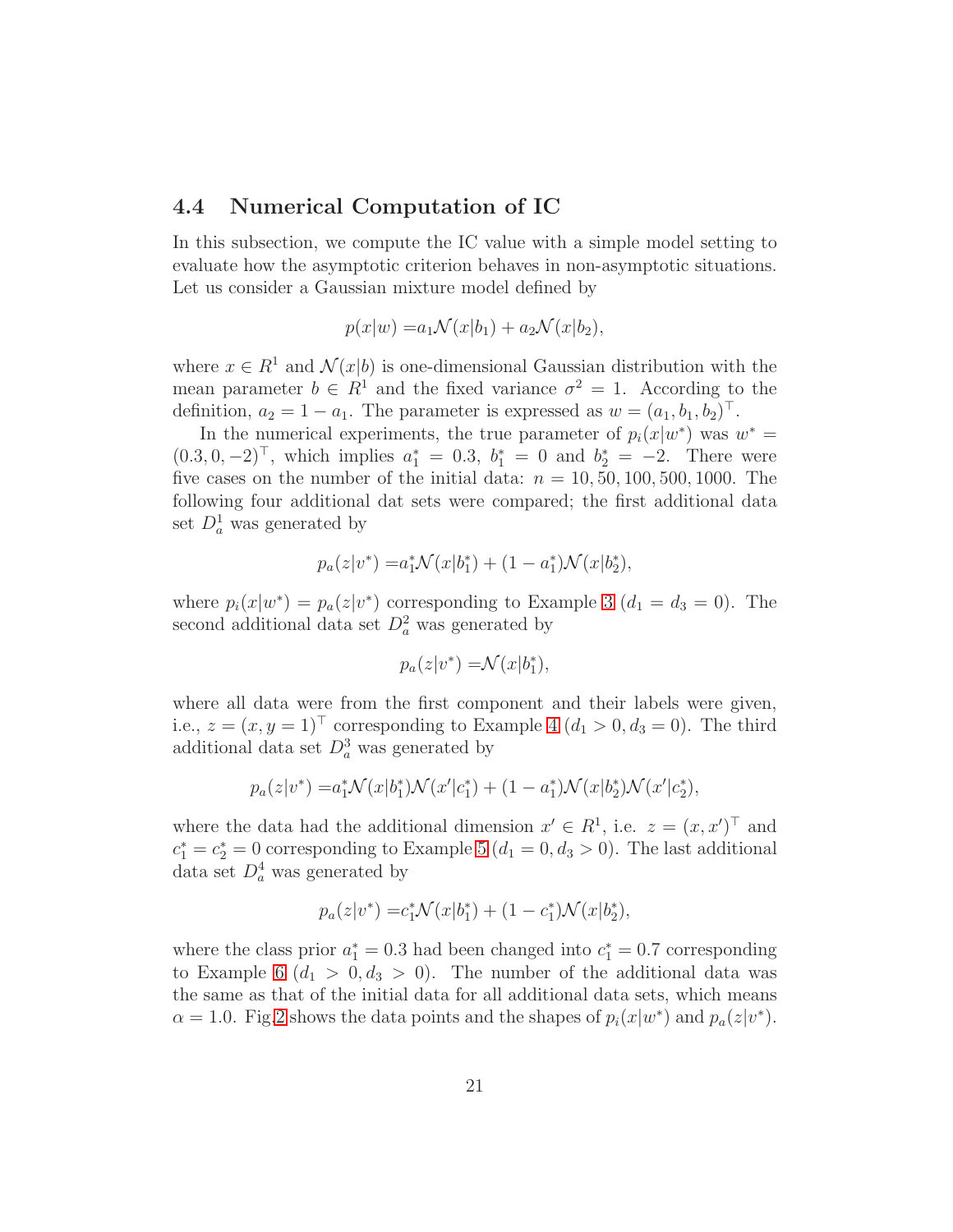### 4.4 Numerical Computation of IC

In this subsection, we compute the IC value with a simple model setting to evaluate how the asymptotic criterion behaves in non-asymptotic situations. Let us consider a Gaussian mixture model defined by

$$p(x|w) = a_1 \mathcal{N}(x|b_1) + a_2 \mathcal{N}(x|b_2),$$

where $x \in R^1$ and $\mathcal{N}(x|b)$ is one-dimensional Gaussian distribution with the mean parameter $b \in R^1$ and the fixed variance $\sigma^2 = 1$. According to the definition, $a_2 = 1 - a_1$. The parameter is expressed as $w = (a_1, b_1, b_2)^\top$.

In the numerical experiments, the true parameter of $p_i(x|w^*)$ was $w^* = (0.3, 0, -2)^\top$, which implies $a_1^* = 0.3$, $b_1^* = 0$ and $b_2^* = -2$. There were five cases on the number of the initial data: $n = 10, 50, 100, 500, 1000$. The following four additional dat sets were compared; the first additional data set $D_a^1$ was generated by

$$p_a(z|v^*) = a_1^* \mathcal{N}(x|b_1^*) + (1 - a_1^*) \mathcal{N}(x|b_2^*),$$

where $p_i(x|w^*) = p_a(z|v^*)$ corresponding to Example 3 ($d_1 = d_3 = 0$). The second additional data set $D_a^2$ was generated by

$$p_a(z|v^*) = \mathcal{N}(x|b_1^*),$$

where all data were from the first component and their labels were given, i.e., $z = (x, y = 1)^\top$ corresponding to Example 4 ($d_1 > 0, d_3 = 0$). The third additional data set $D_a^3$ was generated by

$$p_a(z|v^*) = a_1^* \mathcal{N}(x|b_1^*) \mathcal{N}(x'|c_1^*) + (1 - a_1^*) \mathcal{N}(x|b_2^*) \mathcal{N}(x'|c_2^*),$$

where the data had the additional dimension $x' \in R^1$, i.e. $z = (x, x')^\top$ and $c_1^* = c_2^* = 0$ corresponding to Example 5 ($d_1 = 0, d_3 > 0$). The last additional data set $D_a^4$ was generated by

$$p_a(z|v^*) = c_1^* \mathcal{N}(x|b_1^*) + (1 - c_1^*) \mathcal{N}(x|b_2^*),$$

where the class prior $a_1^* = 0.3$ had been changed into $c_1^* = 0.7$ corresponding to Example 6 ($d_1 > 0, d_3 > 0$). The number of the additional data was the same as that of the initial data for all additional data sets, which means $\alpha = 1.0$. Fig 2 shows the data points and the shapes of $p_i(x|w^*)$ and $p_a(z|v^*)$.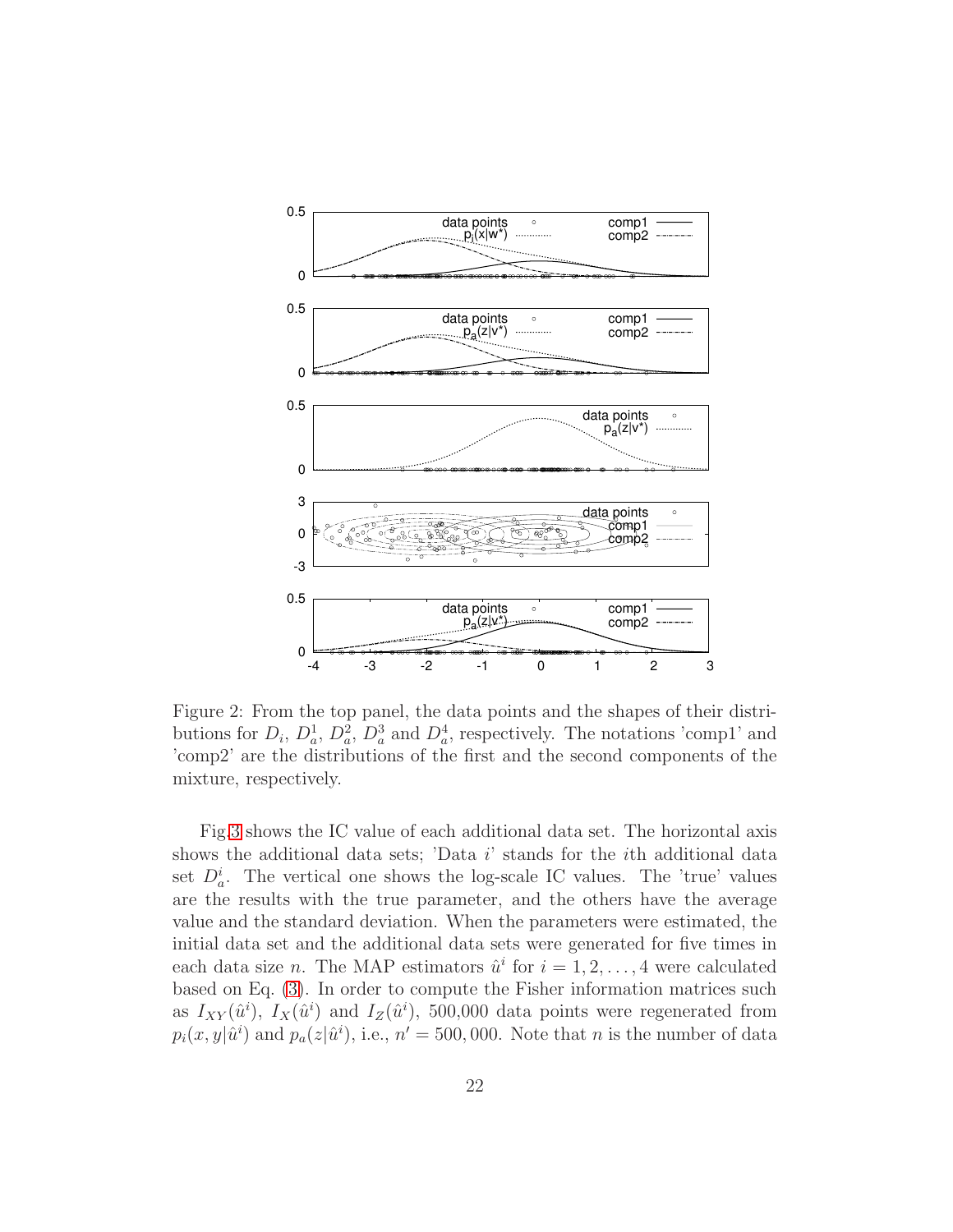Figure 2: From the top panel, the data points and the shapes of their distributions for $D_i$, $D_a^1$, $D_a^2$, $D_a^3$ and $D_a^4$, respectively. The notations 'comp1' and 'comp2' are the distributions of the first and the second components of the mixture, respectively.

Fig.3 shows the IC value of each additional data set. The horizontal axis shows the additional data sets; 'Data $i$' stands for the $i$th additional data set $D_a^i$. The vertical one shows the log-scale IC values. The 'true' values are the results with the true parameter, and the others have the average value and the standard deviation. When the parameters were estimated, the initial data set and the additional data sets were generated for five times in each data size $n$. The MAP estimators $\hat{u}^i$ for $i = 1, 2, \ldots, 4$ were calculated based on Eq. (3). In order to compute the Fisher information matrices such as $I_{XY}(\hat{u}^i)$, $I_X(\hat{u}^i)$ and $I_Z(\hat{u}^i)$, 500,000 data points were regenerated from $p_i(x, y|\hat{u}^i)$ and $p_a(z|\hat{u}^i)$, i.e., $n' = 500, 000$. Note that $n$ is the number of data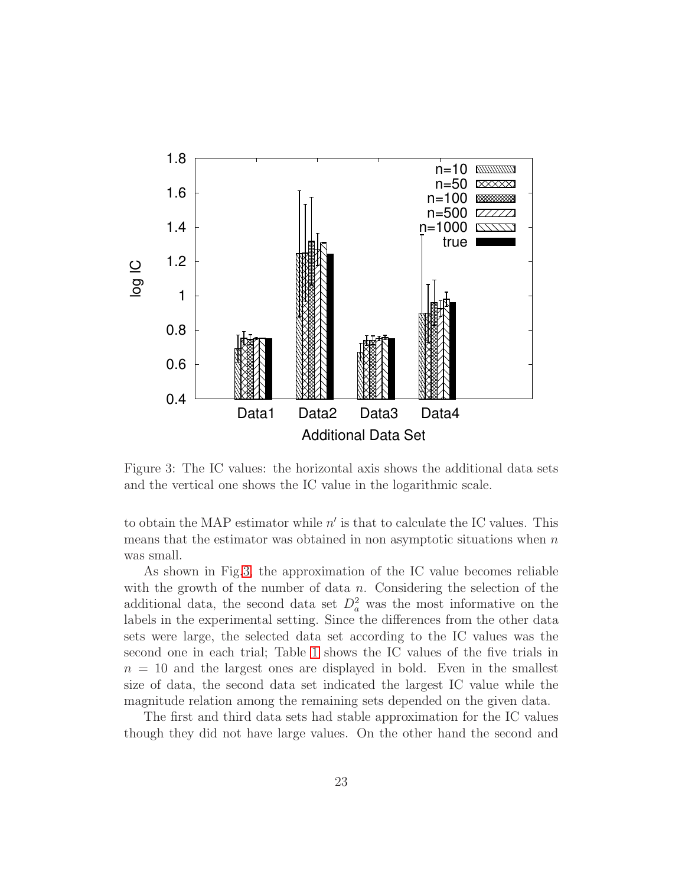Figure 3: The IC values: the horizontal axis shows the additional data sets and the vertical one shows the IC value in the logarithmic scale.

to obtain the MAP estimator while $n'$ is that to calculate the IC values. This means that the estimator was obtained in non asymptotic situations when $n$ was small.

As shown in Fig.3, the approximation of the IC value becomes reliable with the growth of the number of data $n$. Considering the selection of the additional data, the second data set $D_a^2$ was the most informative on the labels in the experimental setting. Since the differences from the other data sets were large, the selected data set according to the IC values was the second one in each trial; Table 1 shows the IC values of the five trials in $n = 10$ and the largest ones are displayed in bold. Even in the smallest size of data, the second data set indicated the largest IC value while the magnitude relation among the remaining sets depended on the given data.

The first and third data sets had stable approximation for the IC values though they did not have large values. On the other hand the second and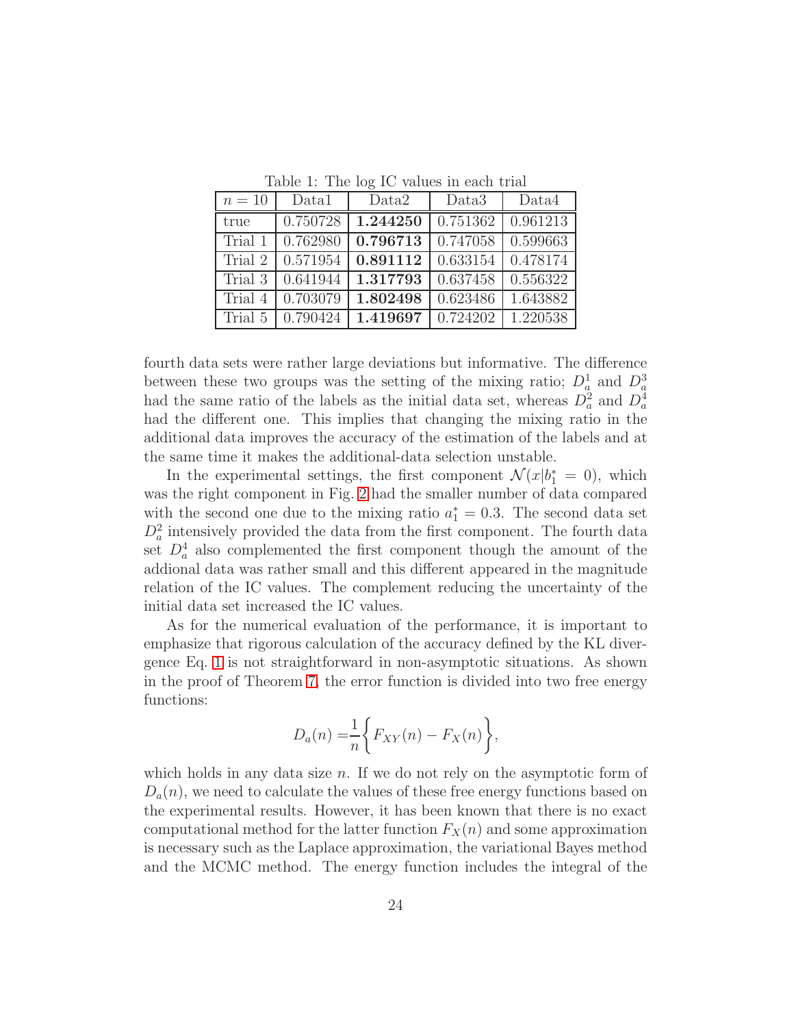Table 1: The log IC values in each trial

| $n = 10$ | Data1 | Data2 | Data3 | Data4 |
|---|---|---|---|---|
| true | 0.750728 | **1.244250** | 0.751362 | 0.961213 |
| Trial 1 | 0.762980 | **0.796713** | 0.747058 | 0.599663 |
| Trial 2 | 0.571954 | **0.891112** | 0.633154 | 0.478174 |
| Trial 3 | 0.641944 | **1.317793** | 0.637458 | 0.556322 |
| Trial 4 | 0.703079 | **1.802498** | 0.623486 | 1.643882 |
| Trial 5 | 0.790424 | **1.419697** | 0.724202 | 1.220538 |

fourth data sets were rather large deviations but informative. The difference between these two groups was the setting of the mixing ratio; $D_a^1$ and $D_a^3$ had the same ratio of the labels as the initial data set, whereas $D_a^2$ and $D_a^4$ had the different one. This implies that changing the mixing ratio in the additional data improves the accuracy of the estimation of the labels and at the same time it makes the additional-data selection unstable.

In the experimental settings, the first component $\mathcal{N}(x|b_1^* = 0)$, which was the right component in Fig. 2 had the smaller number of data compared with the second one due to the mixing ratio $a_1^* = 0.3$. The second data set $D_a^2$ intensively provided the data from the first component. The fourth data set $D_a^4$ also complemented the first component though the amount of the addional data was rather small and this different appeared in the magnitude relation of the IC values. The complement reducing the uncertainty of the initial data set increased the IC values.

As for the numerical evaluation of the performance, it is important to emphasize that rigorous calculation of the accuracy defined by the KL divergence Eq. 1 is not straightforward in non-asymptotic situations. As shown in the proof of Theorem 7, the error function is divided into two free energy functions:

$$D_a(n) = \frac{1}{n}\left\{F_{XY}(n) - F_X(n)\right\},$$

which holds in any data size $n$. If we do not rely on the asymptotic form of $D_a(n)$, we need to calculate the values of these free energy functions based on the experimental results. However, it has been known that there is no exact computational method for the latter function $F_X(n)$ and some approximation is necessary such as the Laplace approximation, the variational Bayes method and the MCMC method. The energy function includes the integral of the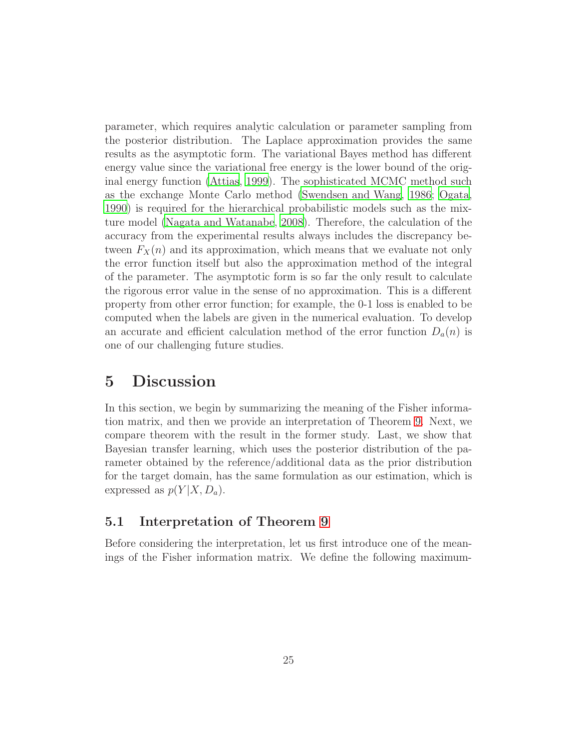parameter, which requires analytic calculation or parameter sampling from the posterior distribution. The Laplace approximation provides the same results as the asymptotic form. The variational Bayes method has different energy value since the variational free energy is the lower bound of the original energy function (Attias, 1999). The sophisticated MCMC method such as the exchange Monte Carlo method (Swendsen and Wang, 1986; Ogata, 1990) is required for the hierarchical probabilistic models such as the mixture model (Nagata and Watanabe, 2008). Therefore, the calculation of the accuracy from the experimental results always includes the discrepancy between $F_X(n)$ and its approximation, which means that we evaluate not only the error function itself but also the approximation method of the integral of the parameter. The asymptotic form is so far the only result to calculate the rigorous error value in the sense of no approximation. This is a different property from other error function; for example, the 0-1 loss is enabled to be computed when the labels are given in the numerical evaluation. To develop an accurate and efficient calculation method of the error function $D_a(n)$ is one of our challenging future studies.

# 5 Discussion

In this section, we begin by summarizing the meaning of the Fisher information matrix, and then we provide an interpretation of Theorem 9. Next, we compare theorem with the result in the former study. Last, we show that Bayesian transfer learning, which uses the posterior distribution of the parameter obtained by the reference/additional data as the prior distribution for the target domain, has the same formulation as our estimation, which is expressed as $p(Y|X, D_a)$.

## 5.1 Interpretation of Theorem 9

Before considering the interpretation, let us first introduce one of the meanings of the Fisher information matrix. We define the following maximum-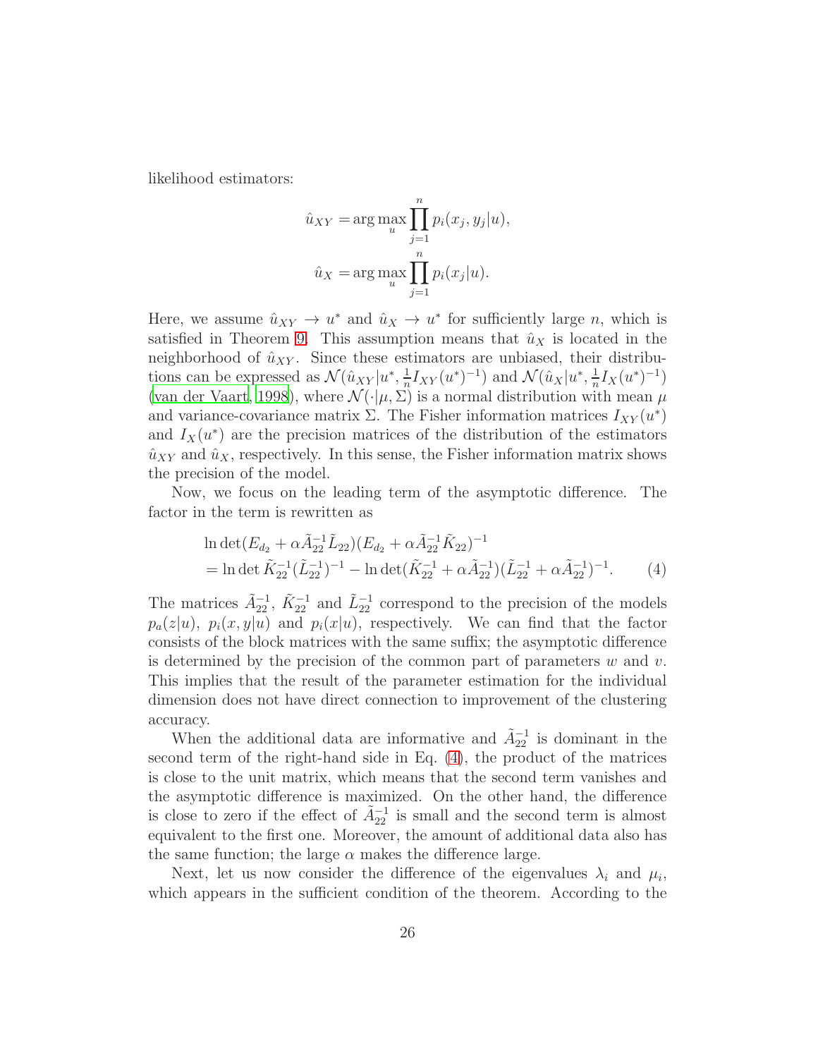likelihood estimators:

$$
\begin{aligned}
\hat{u}_{XY} &= \arg\max_u \prod_{j=1}^{n} p_i(x_j, y_j|u), \\
\hat{u}_{X} &= \arg\max_u \prod_{j=1}^{n} p_i(x_j|u).
\end{aligned}
$$

Here, we assume $\hat{u}_{XY} \to u^*$ and $\hat{u}_X \to u^*$ for sufficiently large $n$, which is satisfied in Theorem 9. This assumption means that $\hat{u}_X$ is located in the neighborhood of $\hat{u}_{XY}$. Since these estimators are unbiased, their distributions can be expressed as $\mathcal{N}(\hat{u}_{XY}|u^*, \frac{1}{n}I_{XY}(u^*)^{-1})$ and $\mathcal{N}(\hat{u}_X|u^*, \frac{1}{n}I_X(u^*)^{-1})$ (van der Vaart, 1998), where $\mathcal{N}(\cdot|\mu, \Sigma)$ is a normal distribution with mean $\mu$ and variance-covariance matrix $\Sigma$. The Fisher information matrices $I_{XY}(u^*)$ and $I_X(u^*)$ are the precision matrices of the distribution of the estimators $\hat{u}_{XY}$ and $\hat{u}_X$, respectively. In this sense, the Fisher information matrix shows the precision of the model.

Now, we focus on the leading term of the asymptotic difference. The factor in the term is rewritten as

$$
\begin{aligned}
&\ln\det(E_{d_2} + \alpha\tilde{A}_{22}^{-1}\tilde{L}_{22})(E_{d_2} + \alpha\tilde{A}_{22}^{-1}\tilde{K}_{22})^{-1} \\
&= \ln\det\tilde{K}_{22}^{-1}(\tilde{L}_{22}^{-1})^{-1} - \ln\det(\tilde{K}_{22}^{-1} + \alpha\tilde{A}_{22}^{-1})(\tilde{L}_{22}^{-1} + \alpha\tilde{A}_{22}^{-1})^{-1}. \qquad (4)
\end{aligned}
$$

The matrices $\tilde{A}_{22}^{-1}$, $\tilde{K}_{22}^{-1}$ and $\tilde{L}_{22}^{-1}$ correspond to the precision of the models $p_a(z|u)$, $p_i(x,y|u)$ and $p_i(x|u)$, respectively. We can find that the factor consists of the block matrices with the same suffix; the asymptotic difference is determined by the precision of the common part of parameters $w$ and $v$. This implies that the result of the parameter estimation for the individual dimension does not have direct connection to improvement of the clustering accuracy.

When the additional data are informative and $\tilde{A}_{22}^{-1}$ is dominant in the second term of the right-hand side in Eq. (4), the product of the matrices is close to the unit matrix, which means that the second term vanishes and the asymptotic difference is maximized. On the other hand, the difference is close to zero if the effect of $\tilde{A}_{22}^{-1}$ is small and the second term is almost equivalent to the first one. Moreover, the amount of additional data also has the same function; the large $\alpha$ makes the difference large.

Next, let us now consider the difference of the eigenvalues $\lambda_i$ and $\mu_i$, which appears in the sufficient condition of the theorem. According to the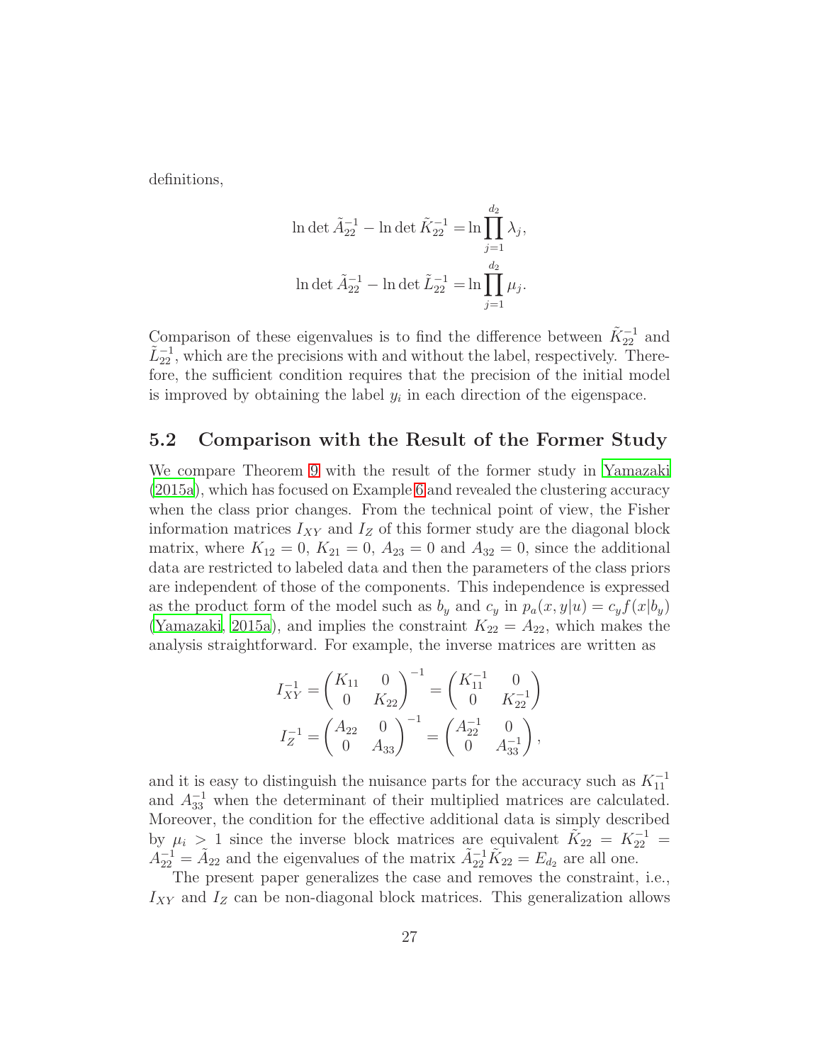definitions,

$$\ln \det \tilde{A}_{22}^{-1} - \ln \det \tilde{K}_{22}^{-1} = \ln \prod_{j=1}^{d_2} \lambda_j,$$

$$\ln \det \tilde{A}_{22}^{-1} - \ln \det \tilde{L}_{22}^{-1} = \ln \prod_{j=1}^{d_2} \mu_j.$$

Comparison of these eigenvalues is to find the difference between $\tilde{K}_{22}^{-1}$ and $\tilde{L}_{22}^{-1}$, which are the precisions with and without the label, respectively. Therefore, the sufficient condition requires that the precision of the initial model is improved by obtaining the label $y_i$ in each direction of the eigenspace.

## 5.2 Comparison with the Result of the Former Study

We compare Theorem 9 with the result of the former study in Yamazaki (2015a), which has focused on Example 6 and revealed the clustering accuracy when the class prior changes. From the technical point of view, the Fisher information matrices $I_{XY}$ and $I_Z$ of this former study are the diagonal block matrix, where $K_{12} = 0$, $K_{21} = 0$, $A_{23} = 0$ and $A_{32} = 0$, since the additional data are restricted to labeled data and then the parameters of the class priors are independent of those of the components. This independence is expressed as the product form of the model such as $b_y$ and $c_y$ in $p_a(x, y|u) = c_y f(x|b_y)$ (Yamazaki, 2015a), and implies the constraint $K_{22} = A_{22}$, which makes the analysis straightforward. For example, the inverse matrices are written as

$$I_{XY}^{-1} = \begin{pmatrix} K_{11} & 0 \\ 0 & K_{22} \end{pmatrix}^{-1} = \begin{pmatrix} K_{11}^{-1} & 0 \\ 0 & K_{22}^{-1} \end{pmatrix}$$

$$I_Z^{-1} = \begin{pmatrix} A_{22} & 0 \\ 0 & A_{33} \end{pmatrix}^{-1} = \begin{pmatrix} A_{22}^{-1} & 0 \\ 0 & A_{33}^{-1} \end{pmatrix},$$

and it is easy to distinguish the nuisance parts for the accuracy such as $K_{11}^{-1}$ and $A_{33}^{-1}$ when the determinant of their multiplied matrices are calculated. Moreover, the condition for the effective additional data is simply described by $\mu_i > 1$ since the inverse block matrices are equivalent $\tilde{K}_{22} = K_{22}^{-1} = A_{22}^{-1} = \tilde{A}_{22}$ and the eigenvalues of the matrix $\tilde{A}_{22}^{-1}\tilde{K}_{22} = E_{d_2}$ are all one.

The present paper generalizes the case and removes the constraint, i.e., $I_{XY}$ and $I_Z$ can be non-diagonal block matrices. This generalization allows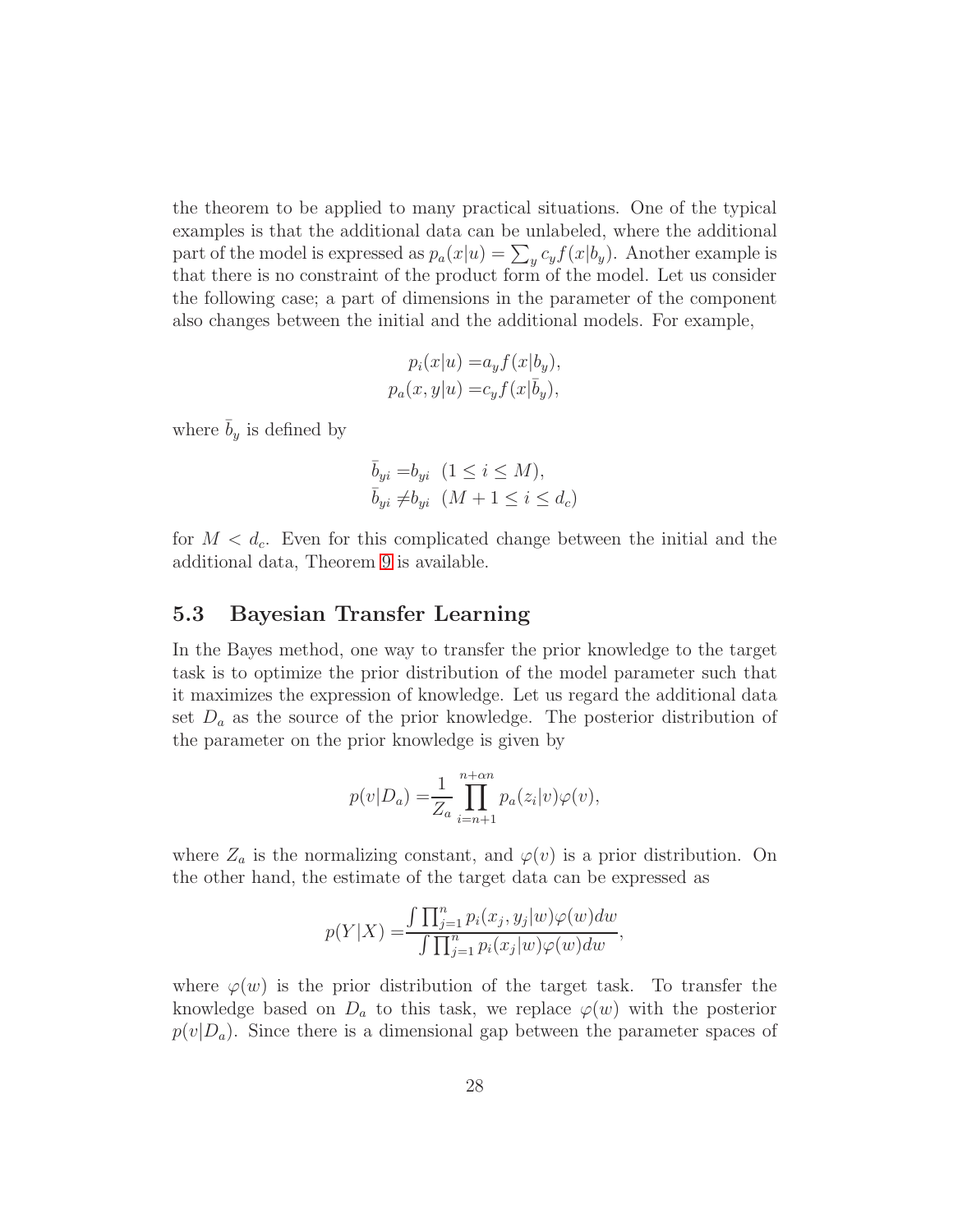the theorem to be applied to many practical situations. One of the typical examples is that the additional data can be unlabeled, where the additional part of the model is expressed as $p_a(x|u) = \sum_y c_y f(x|b_y)$. Another example is that there is no constraint of the product form of the model. Let us consider the following case; a part of dimensions in the parameter of the component also changes between the initial and the additional models. For example,

$$
\begin{aligned}
p_i(x|u) =& a_y f(x|b_y), \\
p_a(x, y|u) =& c_y f(x|\bar{b}_y),
\end{aligned}
$$

where $\bar{b}_y$ is defined by

$$
\begin{aligned}
\bar{b}_{yi} =& b_{yi} \ \ (1 \leq i \leq M), \\
\bar{b}_{yi} \neq & b_{yi} \ \ (M+1 \leq i \leq d_c)
\end{aligned}
$$

for $M < d_c$. Even for this complicated change between the initial and the additional data, Theorem 9 is available.

## 5.3 Bayesian Transfer Learning

In the Bayes method, one way to transfer the prior knowledge to the target task is to optimize the prior distribution of the model parameter such that it maximizes the expression of knowledge. Let us regard the additional data set $D_a$ as the source of the prior knowledge. The posterior distribution of the parameter on the prior knowledge is given by

$$
p(v|D_a) = \frac{1}{Z_a} \prod_{i=n+1}^{n+\alpha n} p_a(z_i|v) \varphi(v),
$$

where $Z_a$ is the normalizing constant, and $\varphi(v)$ is a prior distribution. On the other hand, the estimate of the target data can be expressed as

$$
p(Y|X) = \frac{\int \prod_{j=1}^{n} p_i(x_j, y_j|w) \varphi(w) dw}{\int \prod_{j=1}^{n} p_i(x_j|w) \varphi(w) dw},
$$

where $\varphi(w)$ is the prior distribution of the target task. To transfer the knowledge based on $D_a$ to this task, we replace $\varphi(w)$ with the posterior $p(v|D_a)$. Since there is a dimensional gap between the parameter spaces of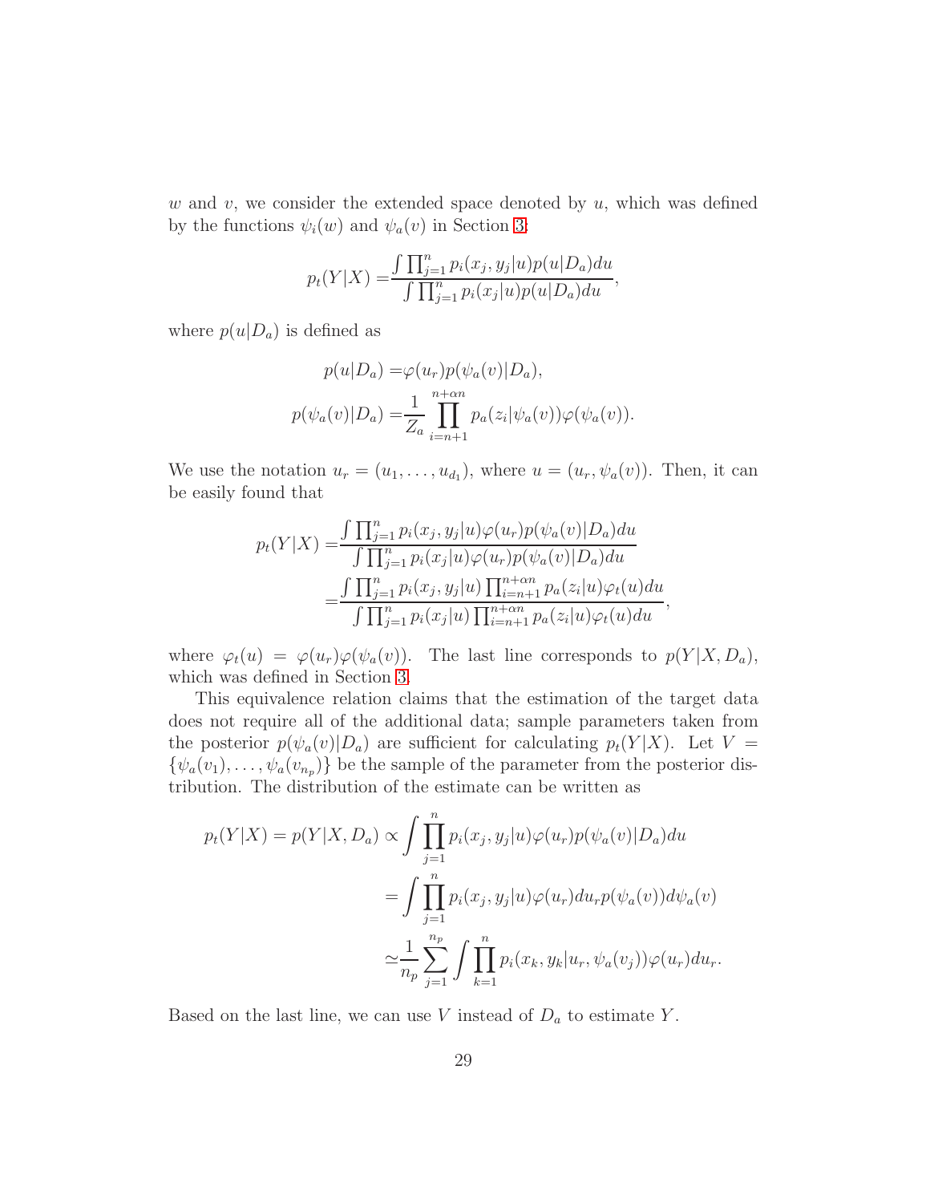$w$ and $v$, we consider the extended space denoted by $u$, which was defined by the functions $\psi_i(w)$ and $\psi_a(v)$ in Section 3:

$$
p_t(Y|X) = \frac{\int \prod_{j=1}^{n} p_i(x_j, y_j|u) p(u|D_a) du}{\int \prod_{j=1}^{n} p_i(x_j|u) p(u|D_a) du},
$$

where $p(u|D_a)$ is defined as

$$
\begin{aligned}
p(u|D_a) =& \varphi(u_r) p(\psi_a(v)|D_a), \\
p(\psi_a(v)|D_a) =& \frac{1}{Z_a} \prod_{i=n+1}^{n+\alpha n} p_a(z_i|\psi_a(v)) \varphi(\psi_a(v)).
\end{aligned}
$$

We use the notation $u_r = (u_1, \ldots, u_{d_1})$, where $u = (u_r, \psi_a(v))$. Then, it can be easily found that

$$
\begin{aligned}
p_t(Y|X) =& \frac{\int \prod_{j=1}^{n} p_i(x_j, y_j|u) \varphi(u_r) p(\psi_a(v)|D_a) du}{\int \prod_{j=1}^{n} p_i(x_j|u) \varphi(u_r) p(\psi_a(v)|D_a) du} \\
=& \frac{\int \prod_{j=1}^{n} p_i(x_j, y_j|u) \prod_{i=n+1}^{n+\alpha n} p_a(z_i|u) \varphi_t(u) du}{\int \prod_{j=1}^{n} p_i(x_j|u) \prod_{i=n+1}^{n+\alpha n} p_a(z_i|u) \varphi_t(u) du},
\end{aligned}
$$

where $\varphi_t(u) = \varphi(u_r)\varphi(\psi_a(v))$. The last line corresponds to $p(Y|X, D_a)$, which was defined in Section 3.

This equivalence relation claims that the estimation of the target data does not require all of the additional data; sample parameters taken from the posterior $p(\psi_a(v)|D_a)$ are sufficient for calculating $p_t(Y|X)$. Let $V = \{\psi_a(v_1), \ldots, \psi_a(v_{n_p})\}$ be the sample of the parameter from the posterior distribution. The distribution of the estimate can be written as

$$
\begin{aligned}
p_t(Y|X) = p(Y|X, D_a) \propto & \int \prod_{j=1}^{n} p_i(x_j, y_j|u) \varphi(u_r) p(\psi_a(v)|D_a) du \\
=& \int \prod_{j=1}^{n} p_i(x_j, y_j|u) \varphi(u_r) du_r p(\psi_a(v)) d\psi_a(v) \\
\simeq & \frac{1}{n_p} \sum_{j=1}^{n_p} \int \prod_{k=1}^{n} p_i(x_k, y_k|u_r, \psi_a(v_j)) \varphi(u_r) du_r.
\end{aligned}
$$

Based on the last line, we can use $V$ instead of $D_a$ to estimate $Y$.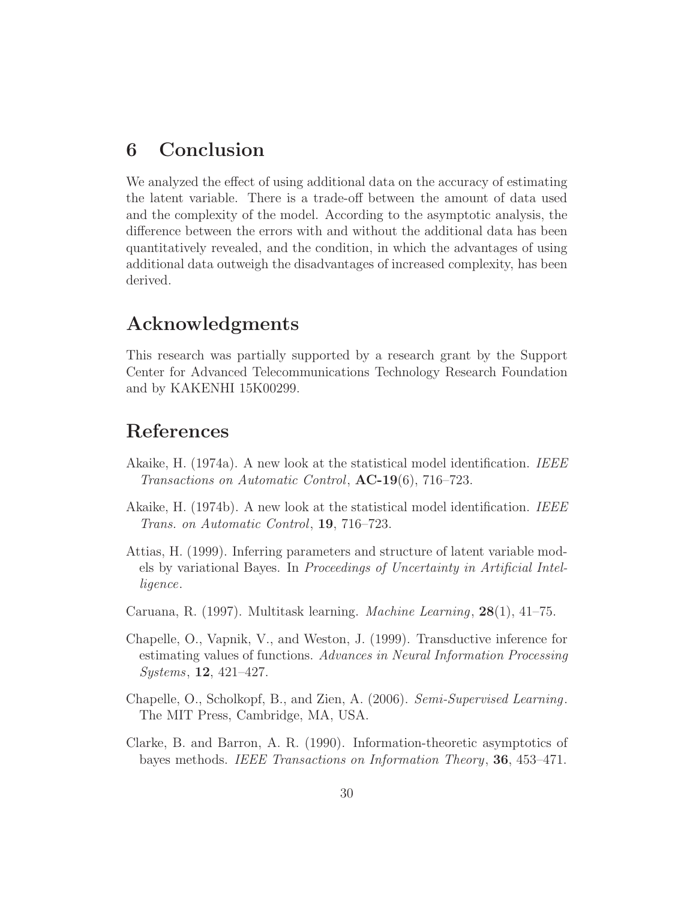# 6 Conclusion

We analyzed the effect of using additional data on the accuracy of estimating the latent variable. There is a trade-off between the amount of data used and the complexity of the model. According to the asymptotic analysis, the difference between the errors with and without the additional data has been quantitatively revealed, and the condition, in which the advantages of using additional data outweigh the disadvantages of increased complexity, has been derived.

# Acknowledgments

This research was partially supported by a research grant by the Support Center for Advanced Telecommunications Technology Research Foundation and by KAKENHI 15K00299.

# References

Akaike, H. (1974a). A new look at the statistical model identification. *IEEE Transactions on Automatic Control*, **AC-19**(6), 716–723.

Akaike, H. (1974b). A new look at the statistical model identification. *IEEE Trans. on Automatic Control*, **19**, 716–723.

Attias, H. (1999). Inferring parameters and structure of latent variable models by variational Bayes. In *Proceedings of Uncertainty in Artificial Intelligence*.

Caruana, R. (1997). Multitask learning. *Machine Learning*, **28**(1), 41–75.

Chapelle, O., Vapnik, V., and Weston, J. (1999). Transductive inference for estimating values of functions. *Advances in Neural Information Processing Systems*, **12**, 421–427.

Chapelle, O., Scholkopf, B., and Zien, A. (2006). *Semi-Supervised Learning*. The MIT Press, Cambridge, MA, USA.

Clarke, B. and Barron, A. R. (1990). Information-theoretic asymptotics of bayes methods. *IEEE Transactions on Information Theory*, **36**, 453–471.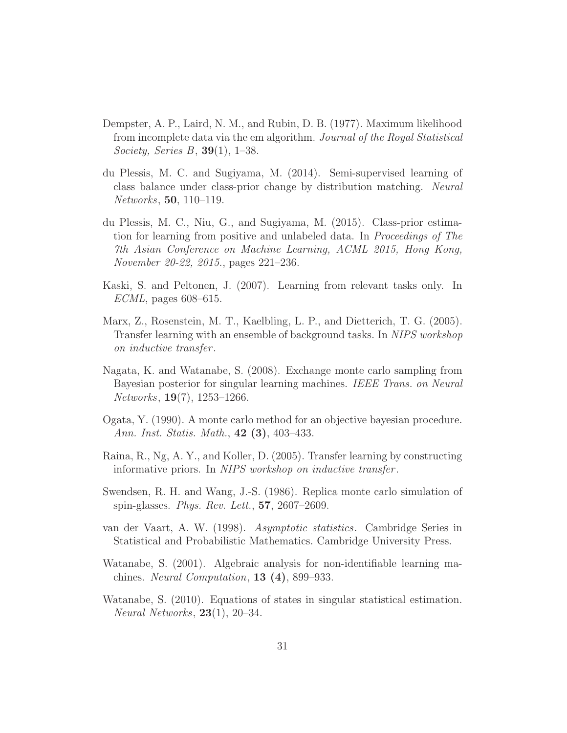Dempster, A. P., Laird, N. M., and Rubin, D. B. (1977). Maximum likelihood from incomplete data via the em algorithm. *Journal of the Royal Statistical Society, Series B*, **39**(1), 1–38.

du Plessis, M. C. and Sugiyama, M. (2014). Semi-supervised learning of class balance under class-prior change by distribution matching. *Neural Networks*, **50**, 110–119.

du Plessis, M. C., Niu, G., and Sugiyama, M. (2015). Class-prior estimation for learning from positive and unlabeled data. In *Proceedings of The 7th Asian Conference on Machine Learning, ACML 2015, Hong Kong, November 20-22, 2015.*, pages 221–236.

Kaski, S. and Peltonen, J. (2007). Learning from relevant tasks only. In *ECML*, pages 608–615.

Marx, Z., Rosenstein, M. T., Kaelbling, L. P., and Dietterich, T. G. (2005). Transfer learning with an ensemble of background tasks. In *NIPS workshop on inductive transfer*.

Nagata, K. and Watanabe, S. (2008). Exchange monte carlo sampling from Bayesian posterior for singular learning machines. *IEEE Trans. on Neural Networks*, **19**(7), 1253–1266.

Ogata, Y. (1990). A monte carlo method for an objective bayesian procedure. *Ann. Inst. Statis. Math.*, **42 (3)**, 403–433.

Raina, R., Ng, A. Y., and Koller, D. (2005). Transfer learning by constructing informative priors. In *NIPS workshop on inductive transfer*.

Swendsen, R. H. and Wang, J.-S. (1986). Replica monte carlo simulation of spin-glasses. *Phys. Rev. Lett.*, **57**, 2607–2609.

van der Vaart, A. W. (1998). *Asymptotic statistics*. Cambridge Series in Statistical and Probabilistic Mathematics. Cambridge University Press.

Watanabe, S. (2001). Algebraic analysis for non-identifiable learning machines. *Neural Computation*, **13 (4)**, 899–933.

Watanabe, S. (2010). Equations of states in singular statistical estimation. *Neural Networks*, **23**(1), 20–34.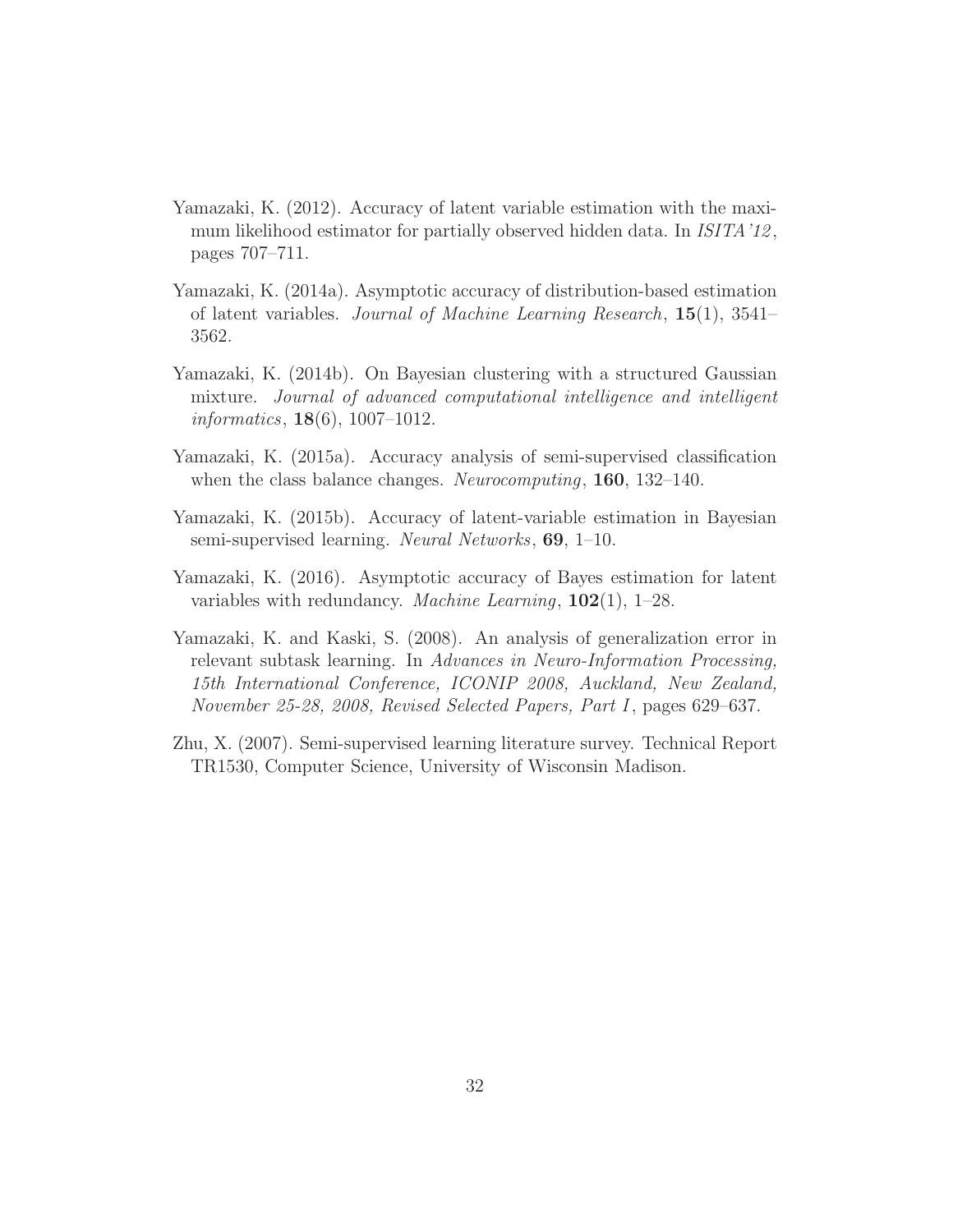Yamazaki, K. (2012). Accuracy of latent variable estimation with the maximum likelihood estimator for partially observed hidden data. In *ISITA'12*, pages 707–711.

Yamazaki, K. (2014a). Asymptotic accuracy of distribution-based estimation of latent variables. *Journal of Machine Learning Research*, **15**(1), 3541–3562.

Yamazaki, K. (2014b). On Bayesian clustering with a structured Gaussian mixture. *Journal of advanced computational intelligence and intelligent informatics*, **18**(6), 1007–1012.

Yamazaki, K. (2015a). Accuracy analysis of semi-supervised classification when the class balance changes. *Neurocomputing*, **160**, 132–140.

Yamazaki, K. (2015b). Accuracy of latent-variable estimation in Bayesian semi-supervised learning. *Neural Networks*, **69**, 1–10.

Yamazaki, K. (2016). Asymptotic accuracy of Bayes estimation for latent variables with redundancy. *Machine Learning*, **102**(1), 1–28.

Yamazaki, K. and Kaski, S. (2008). An analysis of generalization error in relevant subtask learning. In *Advances in Neuro-Information Processing, 15th International Conference, ICONIP 2008, Auckland, New Zealand, November 25-28, 2008, Revised Selected Papers, Part I*, pages 629–637.

Zhu, X. (2007). Semi-supervised learning literature survey. Technical Report TR1530, Computer Science, University of Wisconsin Madison.